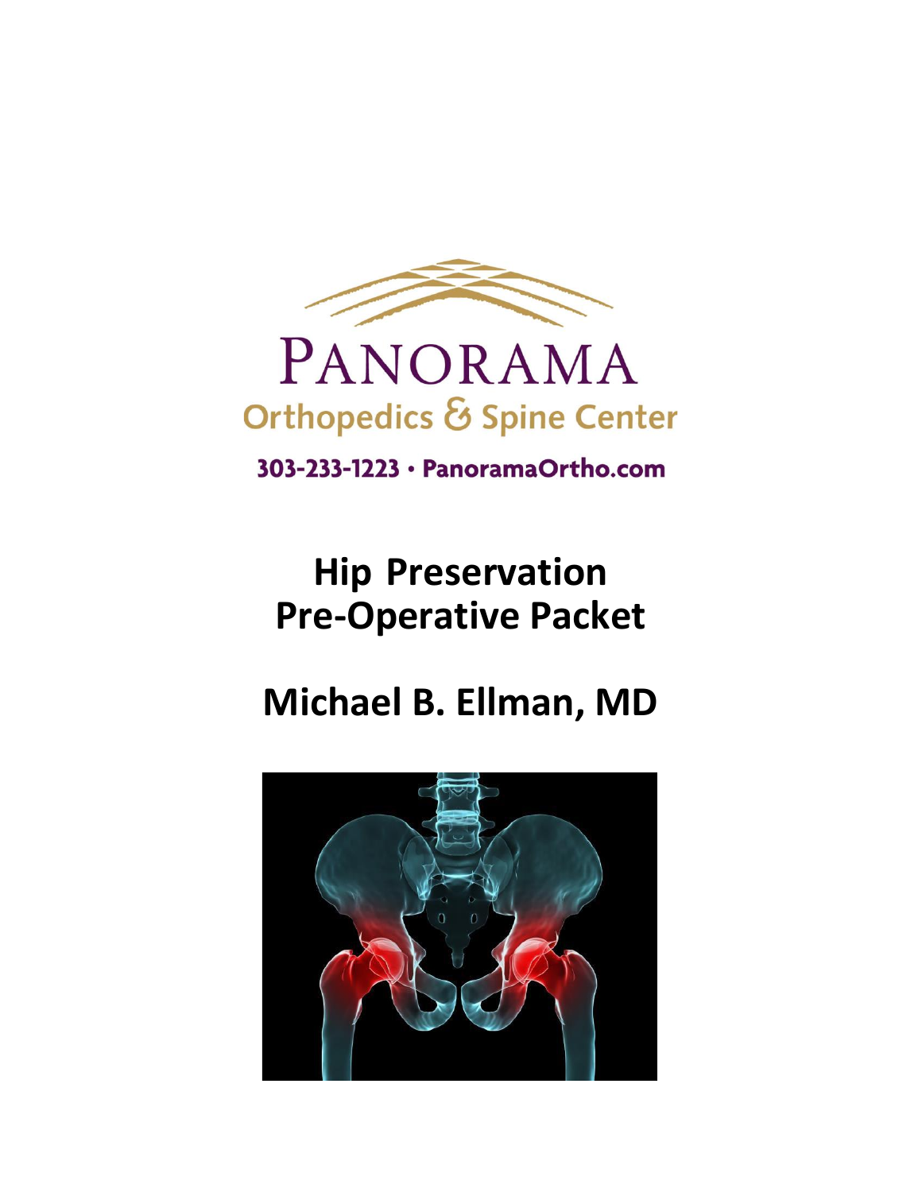PANORAMA

Orthopedics & Spine Center

303-233-1223 • PanoramaOrtho.com

# Hip Preservation Pre-Operative Packet

## Michael B. Ellman, MD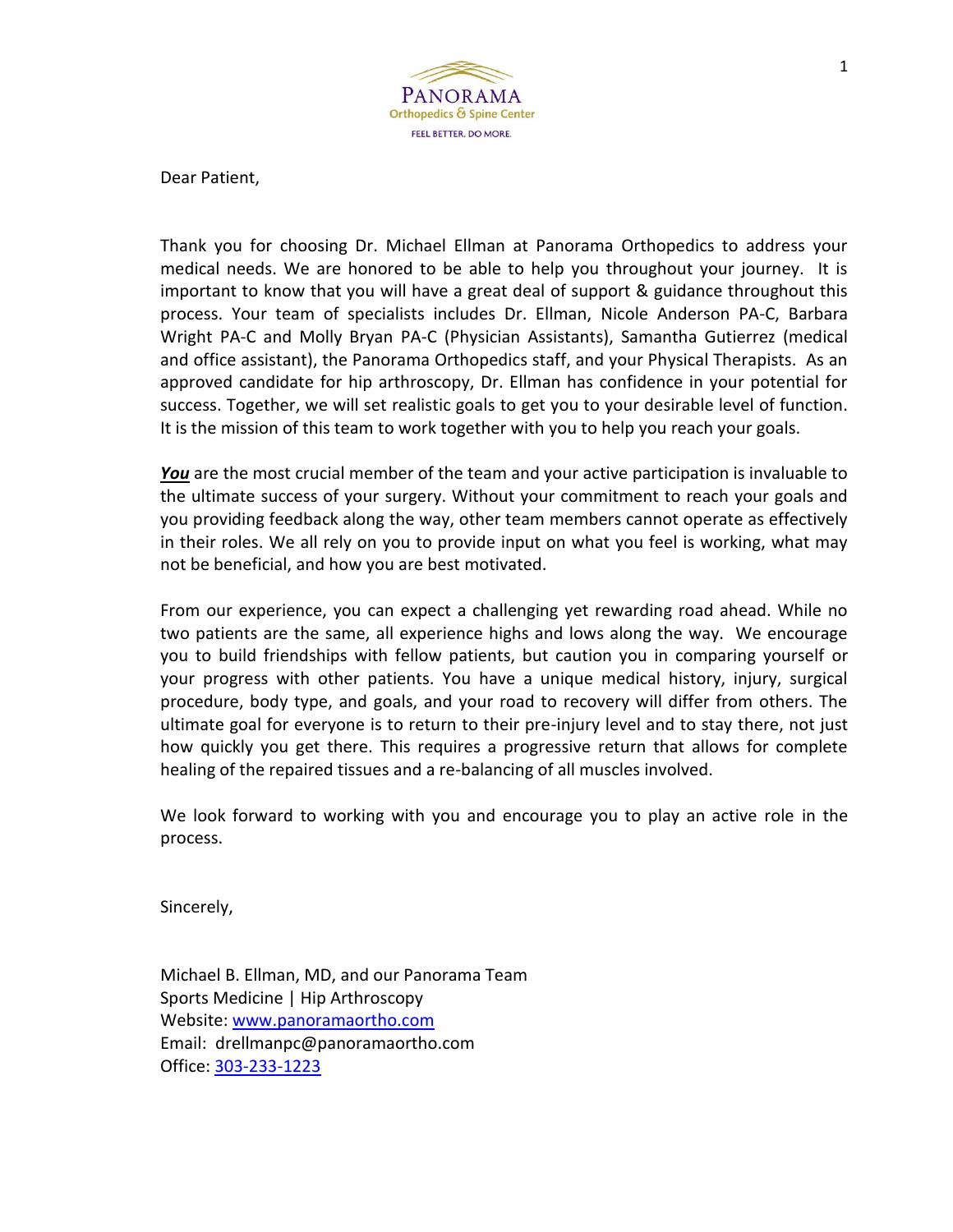Dear Patient,

Thank you for choosing Dr. Michael Ellman at Panorama Orthopedics to address your medical needs. We are honored to be able to help you throughout your journey. It is important to know that you will have a great deal of support & guidance throughout this process. Your team of specialists includes Dr. Ellman, Nicole Anderson PA-C, Barbara Wright PA-C and Molly Bryan PA-C (Physician Assistants), Samantha Gutierrez (medical and office assistant), the Panorama Orthopedics staff, and your Physical Therapists. As an approved candidate for hip arthroscopy, Dr. Ellman has confidence in your potential for success. Together, we will set realistic goals to get you to your desirable level of function. It is the mission of this team to work together with you to help you reach your goals.

***You*** are the most crucial member of the team and your active participation is invaluable to the ultimate success of your surgery. Without your commitment to reach your goals and you providing feedback along the way, other team members cannot operate as effectively in their roles. We all rely on you to provide input on what you feel is working, what may not be beneficial, and how you are best motivated.

From our experience, you can expect a challenging yet rewarding road ahead. While no two patients are the same, all experience highs and lows along the way. We encourage you to build friendships with fellow patients, but caution you in comparing yourself or your progress with other patients. You have a unique medical history, injury, surgical procedure, body type, and goals, and your road to recovery will differ from others. The ultimate goal for everyone is to return to their pre-injury level and to stay there, not just how quickly you get there. This requires a progressive return that allows for complete healing of the repaired tissues and a re-balancing of all muscles involved.

We look forward to working with you and encourage you to play an active role in the process.

Sincerely,

Michael B. Ellman, MD, and our Panorama Team
Sports Medicine | Hip Arthroscopy
Website: www.panoramaortho.com
Email: drellmanpc@panoramaortho.com
Office: 303-233-1223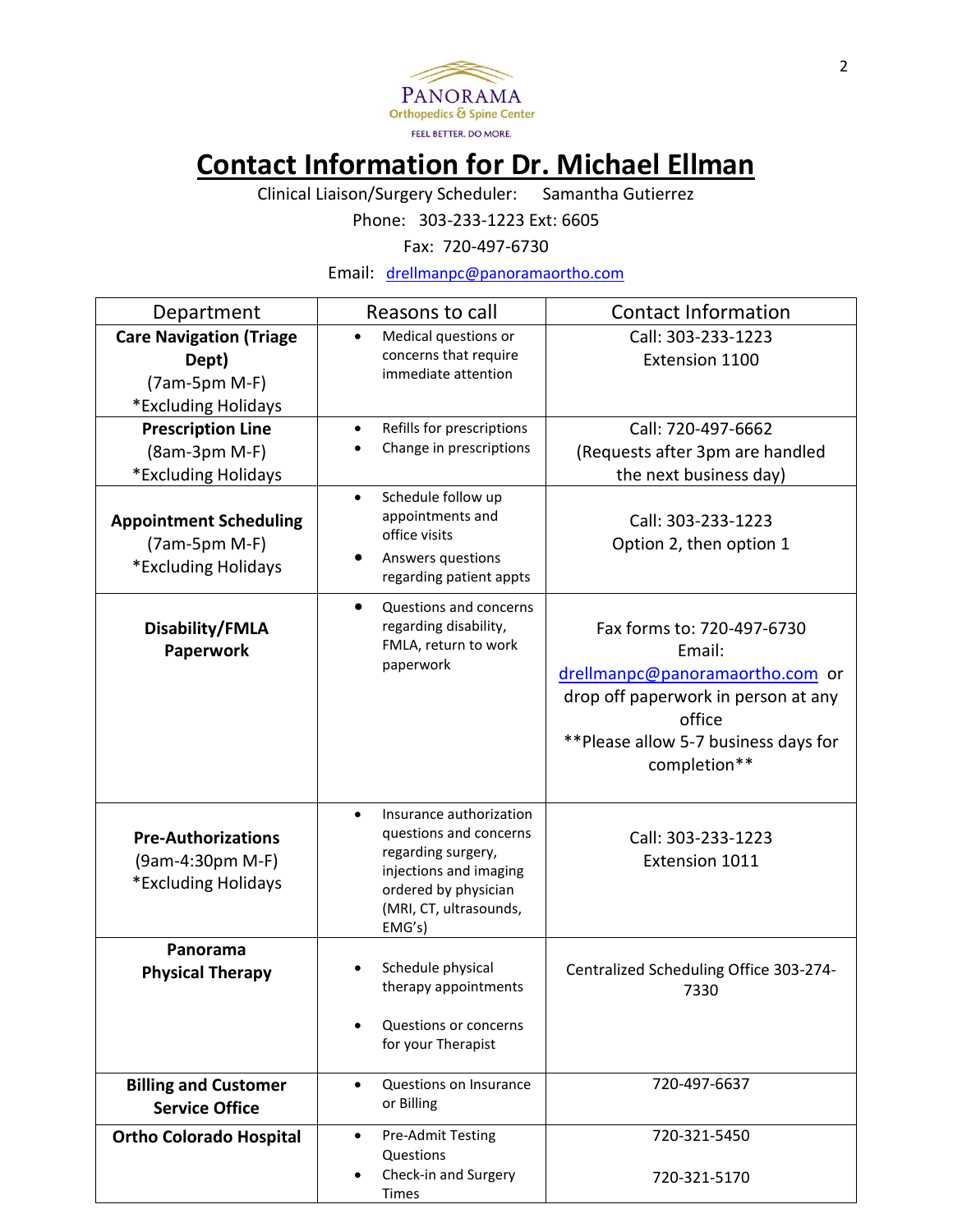PANORAMA
Orthopedics & Spine Center
FEEL BETTER. DO MORE.

# Contact Information for Dr. Michael Ellman

Clinical Liaison/Surgery Scheduler: Samantha Gutierrez

Phone: 303-233-1223 Ext: 6605

Fax: 720-497-6730

Email: drellmanpc@panoramaortho.com

| Department | Reasons to call | Contact Information |
| --- | --- | --- |
| **Care Navigation (Triage Dept)** (7am-5pm M-F) *Excluding Holidays | • Medical questions or concerns that require immediate attention | Call: 303-233-1223 Extension 1100 |
| **Prescription Line** (8am-3pm M-F) *Excluding Holidays | • Refills for prescriptions • Change in prescriptions | Call: 720-497-6662 (Requests after 3pm are handled the next business day) |
| **Appointment Scheduling** (7am-5pm M-F) *Excluding Holidays | • Schedule follow up appointments and office visits • Answers questions regarding patient appts | Call: 303-233-1223 Option 2, then option 1 |
| **Disability/FMLA Paperwork** | • Questions and concerns regarding disability, FMLA, return to work paperwork | Fax forms to: 720-497-6730 Email: drellmanpc@panoramaortho.com or drop off paperwork in person at any office **Please allow 5-7 business days for completion** |
| **Pre-Authorizations** (9am-4:30pm M-F) *Excluding Holidays | • Insurance authorization questions and concerns regarding surgery, injections and imaging ordered by physician (MRI, CT, ultrasounds, EMG's) | Call: 303-233-1223 Extension 1011 |
| **Panorama Physical Therapy** | • Schedule physical therapy appointments • Questions or concerns for your Therapist | Centralized Scheduling Office 303-274-7330 |
| **Billing and Customer Service Office** | • Questions on Insurance or Billing | 720-497-6637 |
| **Ortho Colorado Hospital** | • Pre-Admit Testing Questions • Check-in and Surgery Times | 720-321-5450 720-321-5170 |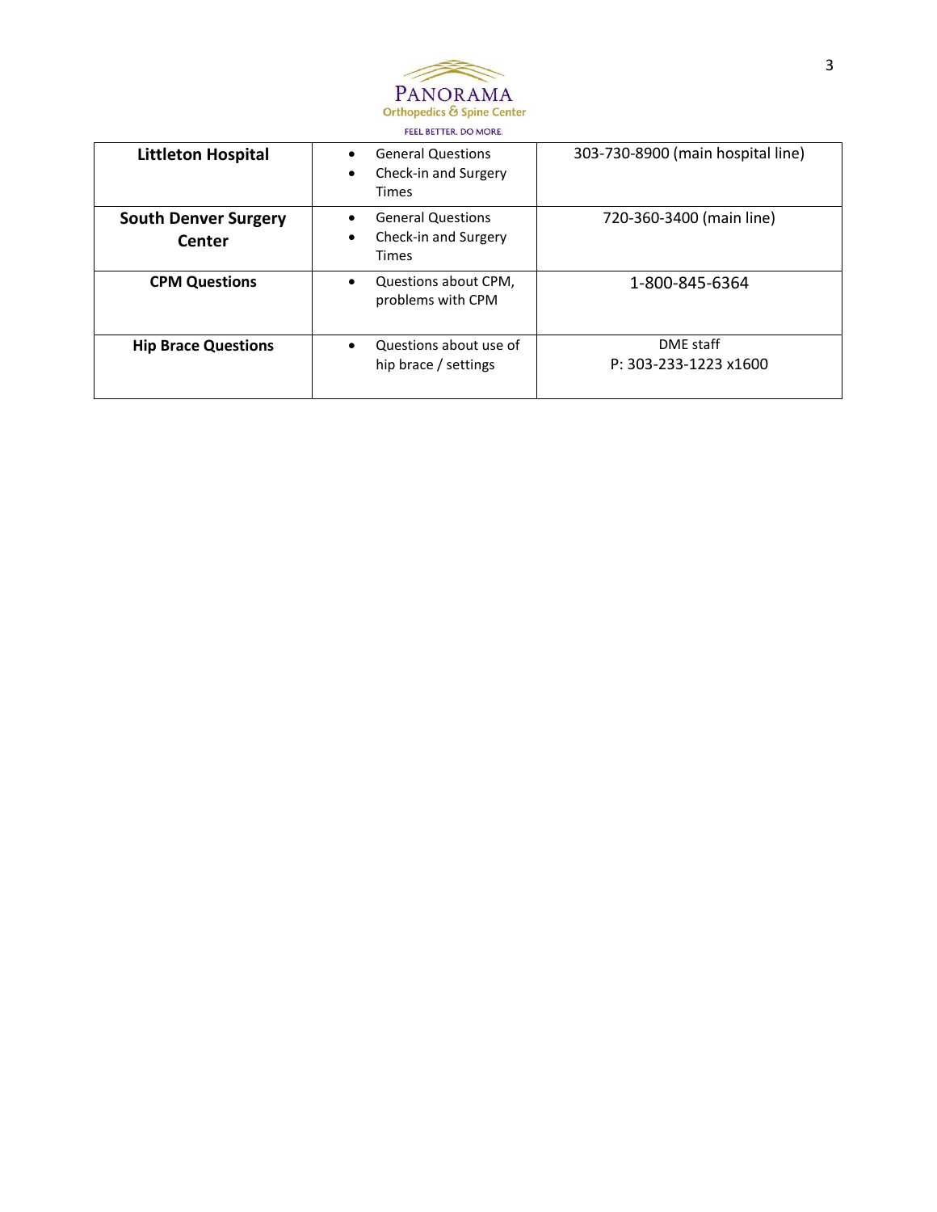| | | |
|---|---|---|
| **Littleton Hospital** | • General Questions<br>• Check-in and Surgery Times | 303-730-8900 (main hospital line) |
| **South Denver Surgery Center** | • General Questions<br>• Check-in and Surgery Times | 720-360-3400 (main line) |
| **CPM Questions** | • Questions about CPM, problems with CPM | 1-800-845-6364 |
| **Hip Brace Questions** | • Questions about use of hip brace / settings | DME staff<br>P: 303-233-1223 x1600 |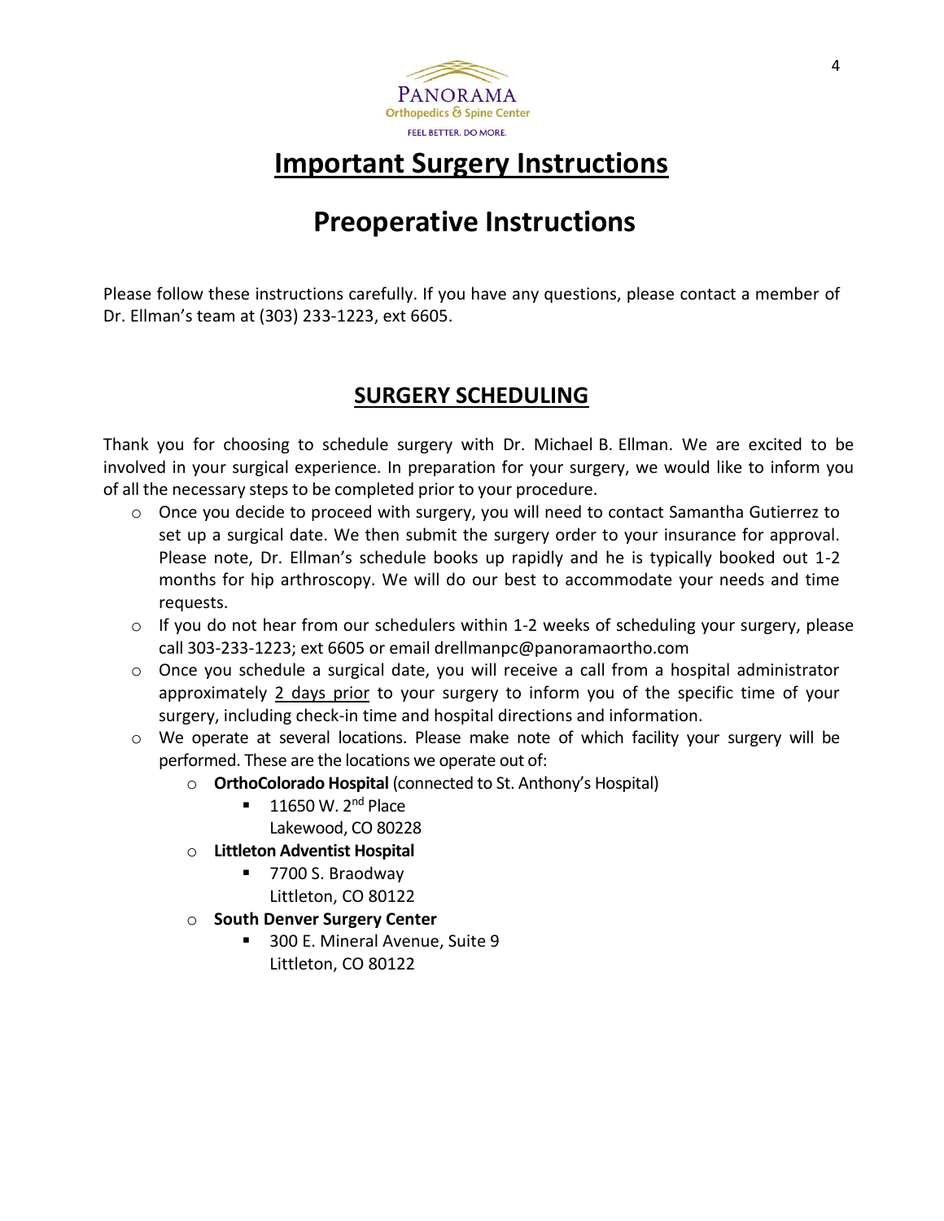# Important Surgery Instructions

# Preoperative Instructions

Please follow these instructions carefully. If you have any questions, please contact a member of Dr. Ellman's team at (303) 233-1223, ext 6605.

## SURGERY SCHEDULING

Thank you for choosing to schedule surgery with Dr. Michael B. Ellman. We are excited to be involved in your surgical experience. In preparation for your surgery, we would like to inform you of all the necessary steps to be completed prior to your procedure.

- Once you decide to proceed with surgery, you will need to contact Samantha Gutierrez to set up a surgical date. We then submit the surgery order to your insurance for approval. Please note, Dr. Ellman's schedule books up rapidly and he is typically booked out 1-2 months for hip arthroscopy. We will do our best to accommodate your needs and time requests.
- If you do not hear from our schedulers within 1-2 weeks of scheduling your surgery, please call 303-233-1223; ext 6605 or email drellmanpc@panoramaortho.com
- Once you schedule a surgical date, you will receive a call from a hospital administrator approximately 2 days prior to your surgery to inform you of the specific time of your surgery, including check-in time and hospital directions and information.
- We operate at several locations. Please make note of which facility your surgery will be performed. These are the locations we operate out of:
  - **OrthoColorado Hospital** (connected to St. Anthony's Hospital)
    - 11650 W. 2nd Place
      Lakewood, CO 80228
  - **Littleton Adventist Hospital**
    - 7700 S. Bradway
      Littleton, CO 80122
  - **South Denver Surgery Center**
    - 300 E. Mineral Avenue, Suite 9
      Littleton, CO 80122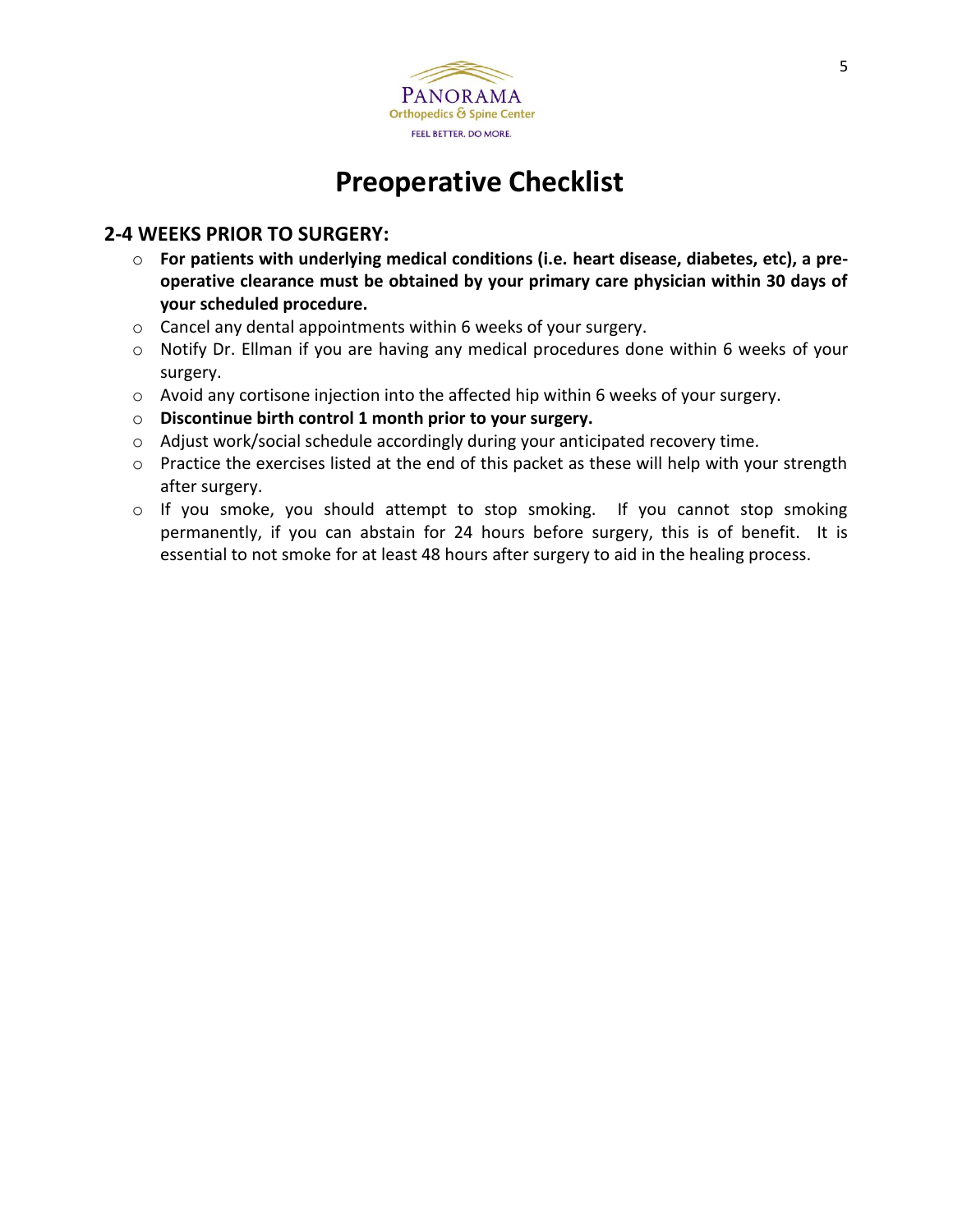# Preoperative Checklist

## 2-4 WEEKS PRIOR TO SURGERY:

- **For patients with underlying medical conditions (i.e. heart disease, diabetes, etc), a pre-operative clearance must be obtained by your primary care physician within 30 days of your scheduled procedure.**
- Cancel any dental appointments within 6 weeks of your surgery.
- Notify Dr. Ellman if you are having any medical procedures done within 6 weeks of your surgery.
- Avoid any cortisone injection into the affected hip within 6 weeks of your surgery.
- **Discontinue birth control 1 month prior to your surgery.**
- Adjust work/social schedule accordingly during your anticipated recovery time.
- Practice the exercises listed at the end of this packet as these will help with your strength after surgery.
- If you smoke, you should attempt to stop smoking. If you cannot stop smoking permanently, if you can abstain for 24 hours before surgery, this is of benefit. It is essential to not smoke for at least 48 hours after surgery to aid in the healing process.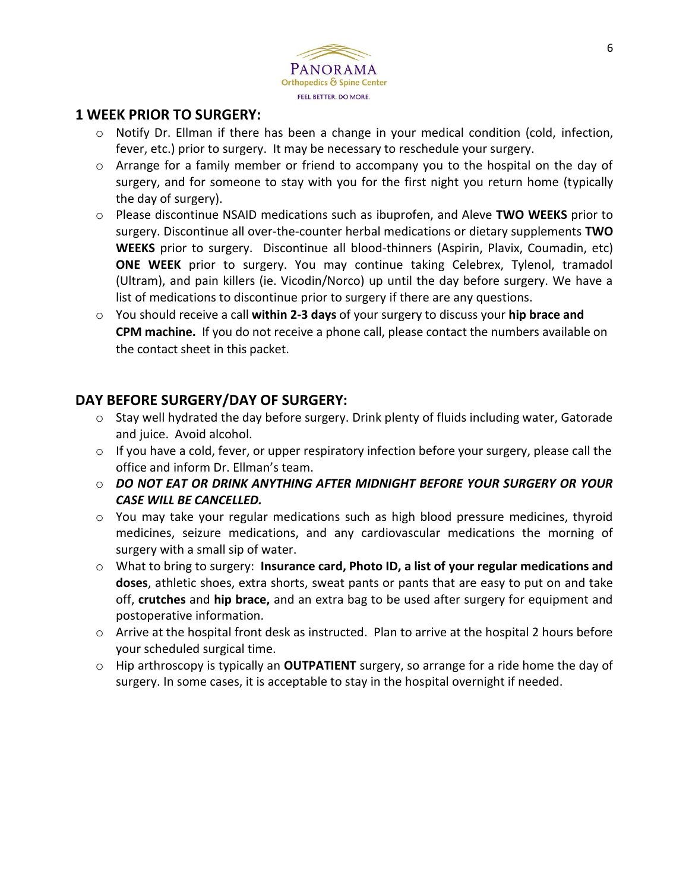## 1 WEEK PRIOR TO SURGERY:

- Notify Dr. Ellman if there has been a change in your medical condition (cold, infection, fever, etc.) prior to surgery. It may be necessary to reschedule your surgery.
- Arrange for a family member or friend to accompany you to the hospital on the day of surgery, and for someone to stay with you for the first night you return home (typically the day of surgery).
- Please discontinue NSAID medications such as ibuprofen, and Aleve **TWO WEEKS** prior to surgery. Discontinue all over-the-counter herbal medications or dietary supplements **TWO WEEKS** prior to surgery. Discontinue all blood-thinners (Aspirin, Plavix, Coumadin, etc) **ONE WEEK** prior to surgery. You may continue taking Celebrex, Tylenol, tramadol (Ultram), and pain killers (ie. Vicodin/Norco) up until the day before surgery. We have a list of medications to discontinue prior to surgery if there are any questions.
- You should receive a call **within 2-3 days** of your surgery to discuss your **hip brace and CPM machine.** If you do not receive a phone call, please contact the numbers available on the contact sheet in this packet.

## DAY BEFORE SURGERY/DAY OF SURGERY:

- Stay well hydrated the day before surgery. Drink plenty of fluids including water, Gatorade and juice. Avoid alcohol.
- If you have a cold, fever, or upper respiratory infection before your surgery, please call the office and inform Dr. Ellman's team.
- ***DO NOT EAT OR DRINK ANYTHING AFTER MIDNIGHT BEFORE YOUR SURGERY OR YOUR CASE WILL BE CANCELLED.***
- You may take your regular medications such as high blood pressure medicines, thyroid medicines, seizure medications, and any cardiovascular medications the morning of surgery with a small sip of water.
- What to bring to surgery: **Insurance card, Photo ID, a list of your regular medications and doses**, athletic shoes, extra shorts, sweat pants or pants that are easy to put on and take off, **crutches** and **hip brace,** and an extra bag to be used after surgery for equipment and postoperative information.
- Arrive at the hospital front desk as instructed. Plan to arrive at the hospital 2 hours before your scheduled surgical time.
- Hip arthroscopy is typically an **OUTPATIENT** surgery, so arrange for a ride home the day of surgery. In some cases, it is acceptable to stay in the hospital overnight if needed.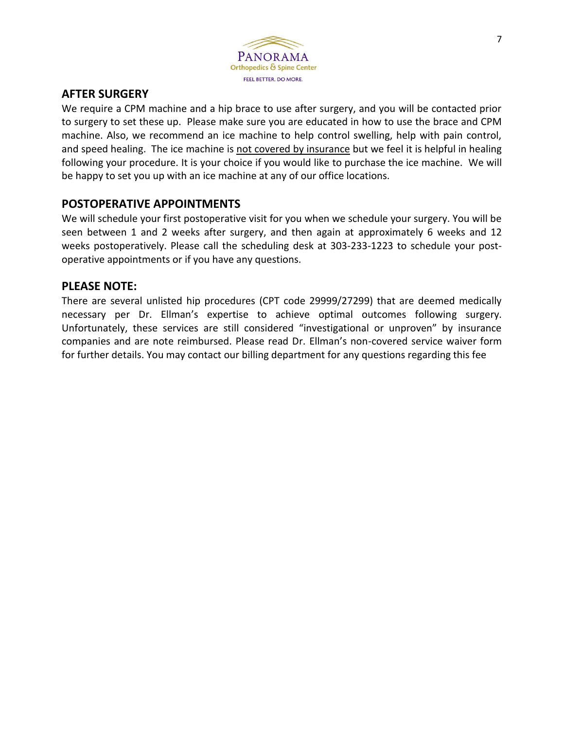## AFTER SURGERY

We require a CPM machine and a hip brace to use after surgery, and you will be contacted prior to surgery to set these up. Please make sure you are educated in how to use the brace and CPM machine. Also, we recommend an ice machine to help control swelling, help with pain control, and speed healing. The ice machine is <u>not covered by insurance</u> but we feel it is helpful in healing following your procedure. It is your choice if you would like to purchase the ice machine. We will be happy to set you up with an ice machine at any of our office locations.

## POSTOPERATIVE APPOINTMENTS

We will schedule your first postoperative visit for you when we schedule your surgery. You will be seen between 1 and 2 weeks after surgery, and then again at approximately 6 weeks and 12 weeks postoperatively. Please call the scheduling desk at 303-233-1223 to schedule your post-operative appointments or if you have any questions.

## PLEASE NOTE:

There are several unlisted hip procedures (CPT code 29999/27299) that are deemed medically necessary per Dr. Ellman's expertise to achieve optimal outcomes following surgery. Unfortunately, these services are still considered "investigational or unproven" by insurance companies and are note reimbursed. Please read Dr. Ellman's non-covered service waiver form for further details. You may contact our billing department for any questions regarding this fee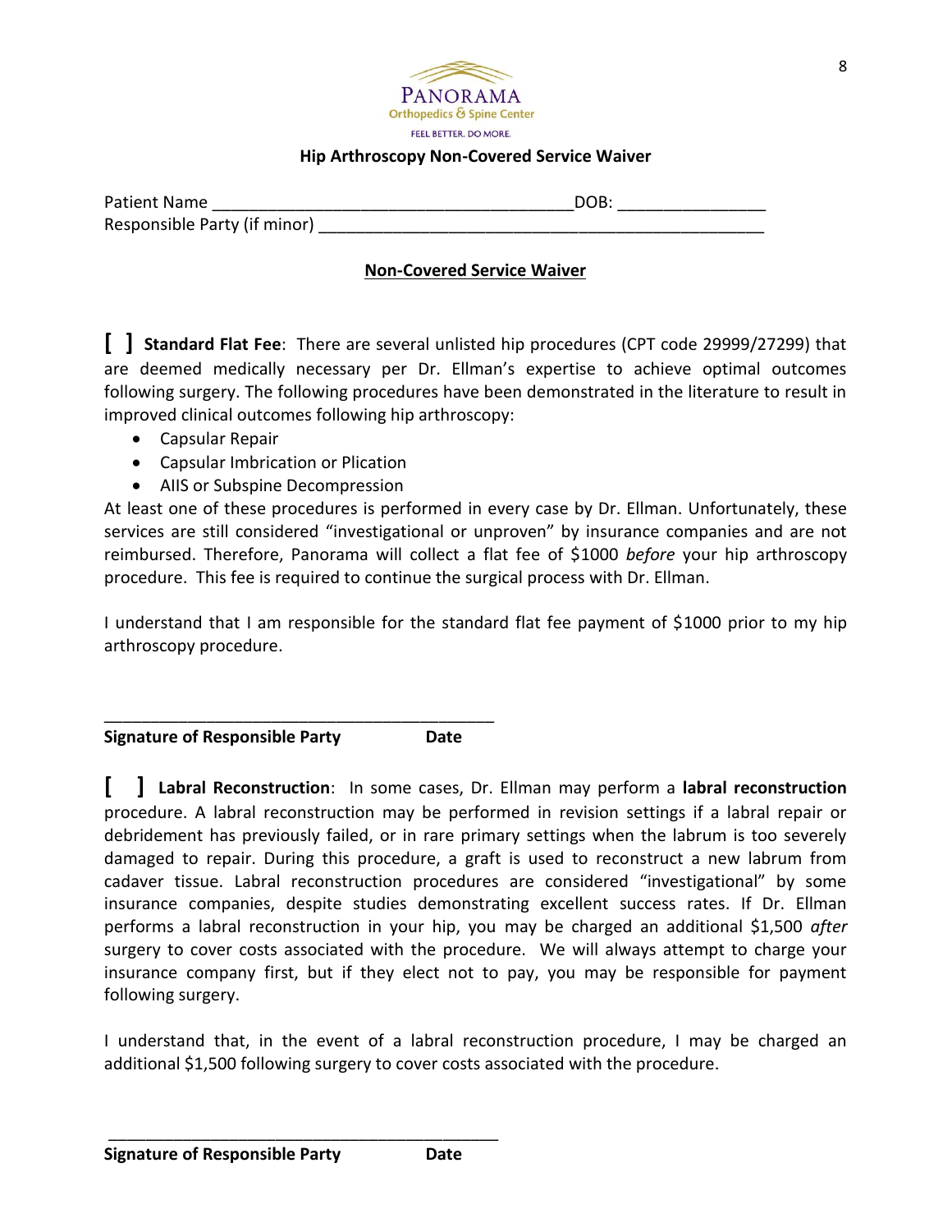PANORAMA
Orthopedics & Spine Center
FEEL BETTER. DO MORE.

**Hip Arthroscopy Non-Covered Service Waiver**

Patient Name ______________________________________DOB: _______________
Responsible Party (if minor) _______________________________________________

**Non-Covered Service Waiver**

**[ ] Standard Flat Fee**: There are several unlisted hip procedures (CPT code 29999/27299) that are deemed medically necessary per Dr. Ellman's expertise to achieve optimal outcomes following surgery. The following procedures have been demonstrated in the literature to result in improved clinical outcomes following hip arthroscopy:

- Capsular Repair
- Capsular Imbrication or Plication
- AIIS or Subspine Decompression

At least one of these procedures is performed in every case by Dr. Ellman. Unfortunately, these services are still considered "investigational or unproven" by insurance companies and are not reimbursed. Therefore, Panorama will collect a flat fee of $1000 *before* your hip arthroscopy procedure. This fee is required to continue the surgical process with Dr. Ellman.

I understand that I am responsible for the standard flat fee payment of $1000 prior to my hip arthroscopy procedure.

__________________________________________
**Signature of Responsible Party** **Date**

**[ ] Labral Reconstruction**: In some cases, Dr. Ellman may perform a **labral reconstruction** procedure. A labral reconstruction may be performed in revision settings if a labral repair or debridement has previously failed, or in rare primary settings when the labrum is too severely damaged to repair. During this procedure, a graft is used to reconstruct a new labrum from cadaver tissue. Labral reconstruction procedures are considered "investigational" by some insurance companies, despite studies demonstrating excellent success rates. If Dr. Ellman performs a labral reconstruction in your hip, you may be charged an additional $1,500 *after* surgery to cover costs associated with the procedure. We will always attempt to charge your insurance company first, but if they elect not to pay, you may be responsible for payment following surgery.

I understand that, in the event of a labral reconstruction procedure, I may be charged an additional $1,500 following surgery to cover costs associated with the procedure.

__________________________________________
**Signature of Responsible Party** **Date**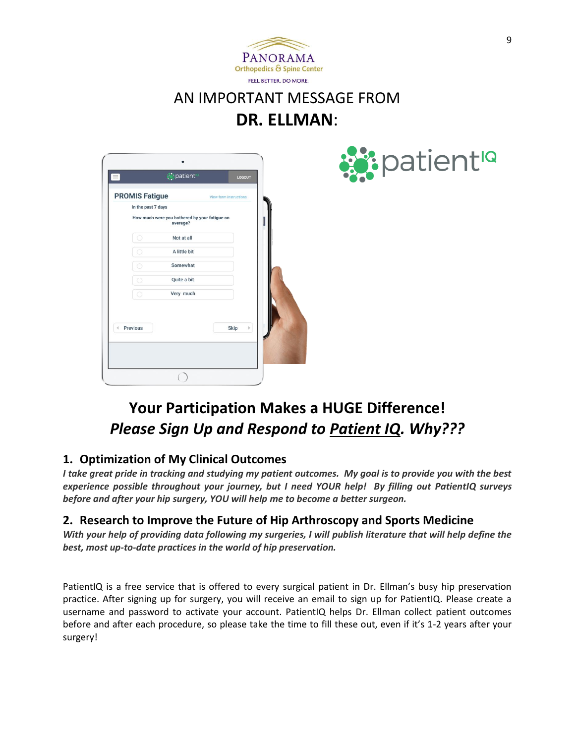AN IMPORTANT MESSAGE FROM

**DR. ELLMAN**:

## Your Participation Makes a HUGE Difference!

## *Please Sign Up and Respond to Patient IQ. Why???*

### 1. Optimization of My Clinical Outcomes

***I take great pride in tracking and studying my patient outcomes. My goal is to provide you with the best experience possible throughout your journey, but I need YOUR help! By filling out PatientIQ surveys before and after your hip surgery, YOU will help me to become a better surgeon.***

### 2. Research to Improve the Future of Hip Arthroscopy and Sports Medicine

***With your help of providing data following my surgeries, I will publish literature that will help define the best, most up-to-date practices in the world of hip preservation.***

PatientIQ is a free service that is offered to every surgical patient in Dr. Ellman's busy hip preservation practice. After signing up for surgery, you will receive an email to sign up for PatientIQ. Please create a username and password to activate your account. PatientIQ helps Dr. Ellman collect patient outcomes before and after each procedure, so please take the time to fill these out, even if it's 1-2 years after your surgery!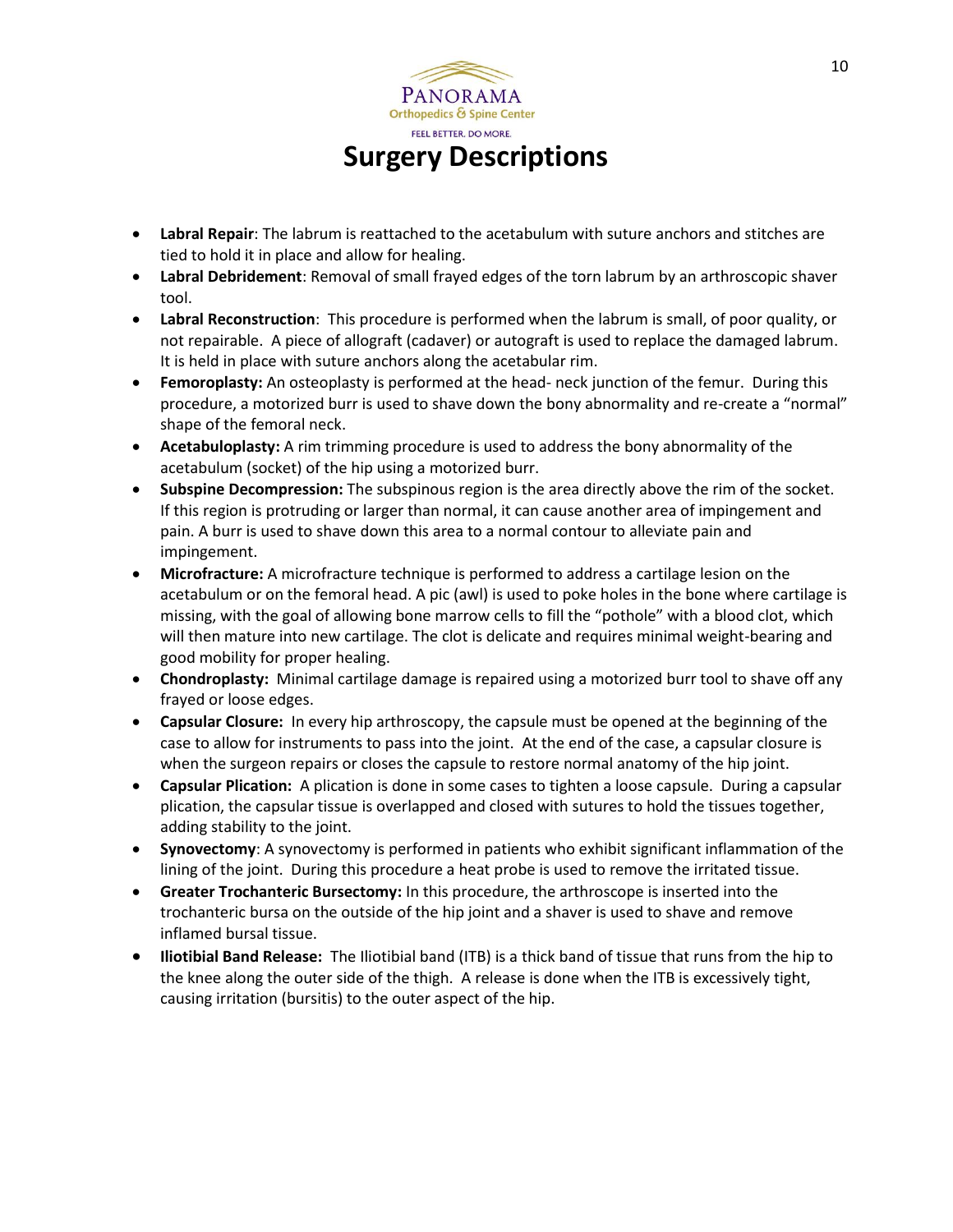# Surgery Descriptions

- **Labral Repair**: The labrum is reattached to the acetabulum with suture anchors and stitches are tied to hold it in place and allow for healing.
- **Labral Debridement**: Removal of small frayed edges of the torn labrum by an arthroscopic shaver tool.
- **Labral Reconstruction**: This procedure is performed when the labrum is small, of poor quality, or not repairable. A piece of allograft (cadaver) or autograft is used to replace the damaged labrum. It is held in place with suture anchors along the acetabular rim.
- **Femoroplasty:** An osteoplasty is performed at the head- neck junction of the femur. During this procedure, a motorized burr is used to shave down the bony abnormality and re-create a "normal" shape of the femoral neck.
- **Acetabuloplasty:** A rim trimming procedure is used to address the bony abnormality of the acetabulum (socket) of the hip using a motorized burr.
- **Subspine Decompression:** The subspinous region is the area directly above the rim of the socket. If this region is protruding or larger than normal, it can cause another area of impingement and pain. A burr is used to shave down this area to a normal contour to alleviate pain and impingement.
- **Microfracture:** A microfracture technique is performed to address a cartilage lesion on the acetabulum or on the femoral head. A pic (awl) is used to poke holes in the bone where cartilage is missing, with the goal of allowing bone marrow cells to fill the "pothole" with a blood clot, which will then mature into new cartilage. The clot is delicate and requires minimal weight-bearing and good mobility for proper healing.
- **Chondroplasty:** Minimal cartilage damage is repaired using a motorized burr tool to shave off any frayed or loose edges.
- **Capsular Closure:** In every hip arthroscopy, the capsule must be opened at the beginning of the case to allow for instruments to pass into the joint. At the end of the case, a capsular closure is when the surgeon repairs or closes the capsule to restore normal anatomy of the hip joint.
- **Capsular Plication:** A plication is done in some cases to tighten a loose capsule. During a capsular plication, the capsular tissue is overlapped and closed with sutures to hold the tissues together, adding stability to the joint.
- **Synovectomy**: A synovectomy is performed in patients who exhibit significant inflammation of the lining of the joint. During this procedure a heat probe is used to remove the irritated tissue.
- **Greater Trochanteric Bursectomy:** In this procedure, the arthroscope is inserted into the trochanteric bursa on the outside of the hip joint and a shaver is used to shave and remove inflamed bursal tissue.
- **Iliotibial Band Release:** The Iliotibial band (ITB) is a thick band of tissue that runs from the hip to the knee along the outer side of the thigh. A release is done when the ITB is excessively tight, causing irritation (bursitis) to the outer aspect of the hip.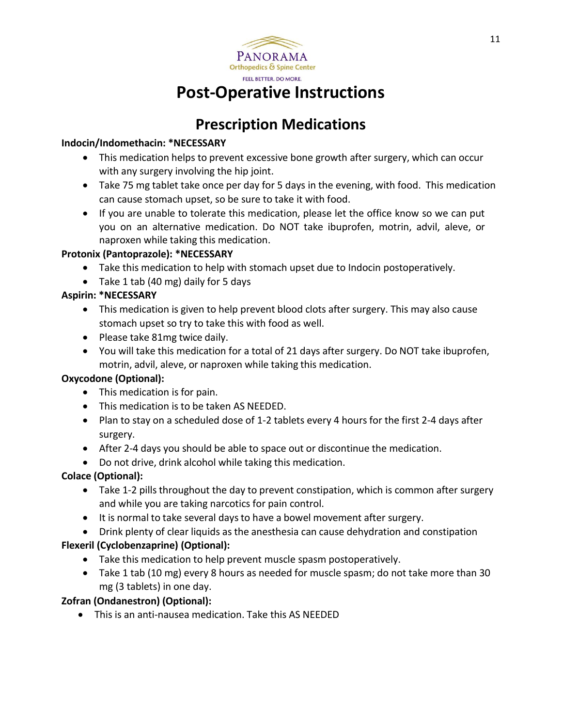PANORAMA
Orthopedics & Spine Center
FEEL BETTER. DO MORE.

# Post-Operative Instructions

## Prescription Medications

**Indocin/Indomethacin: *NECESSARY**

- This medication helps to prevent excessive bone growth after surgery, which can occur with any surgery involving the hip joint.
- Take 75 mg tablet take once per day for 5 days in the evening, with food. This medication can cause stomach upset, so be sure to take it with food.
- If you are unable to tolerate this medication, please let the office know so we can put you on an alternative medication. Do NOT take ibuprofen, motrin, advil, aleve, or naproxen while taking this medication.

**Protonix (Pantoprazole): *NECESSARY**

- Take this medication to help with stomach upset due to Indocin postoperatively.
- Take 1 tab (40 mg) daily for 5 days

**Aspirin: *NECESSARY**

- This medication is given to help prevent blood clots after surgery. This may also cause stomach upset so try to take this with food as well.
- Please take 81mg twice daily.
- You will take this medication for a total of 21 days after surgery. Do NOT take ibuprofen, motrin, advil, aleve, or naproxen while taking this medication.

**Oxycodone (Optional):**

- This medication is for pain.
- This medication is to be taken AS NEEDED.
- Plan to stay on a scheduled dose of 1-2 tablets every 4 hours for the first 2-4 days after surgery.
- After 2-4 days you should be able to space out or discontinue the medication.
- Do not drive, drink alcohol while taking this medication.

**Colace (Optional):**

- Take 1-2 pills throughout the day to prevent constipation, which is common after surgery and while you are taking narcotics for pain control.
- It is normal to take several days to have a bowel movement after surgery.
- Drink plenty of clear liquids as the anesthesia can cause dehydration and constipation

**Flexeril (Cyclobenzaprine) (Optional):**

- Take this medication to help prevent muscle spasm postoperatively.
- Take 1 tab (10 mg) every 8 hours as needed for muscle spasm; do not take more than 30 mg (3 tablets) in one day.

**Zofran (Ondanestron) (Optional):**

- This is an anti-nausea medication. Take this AS NEEDED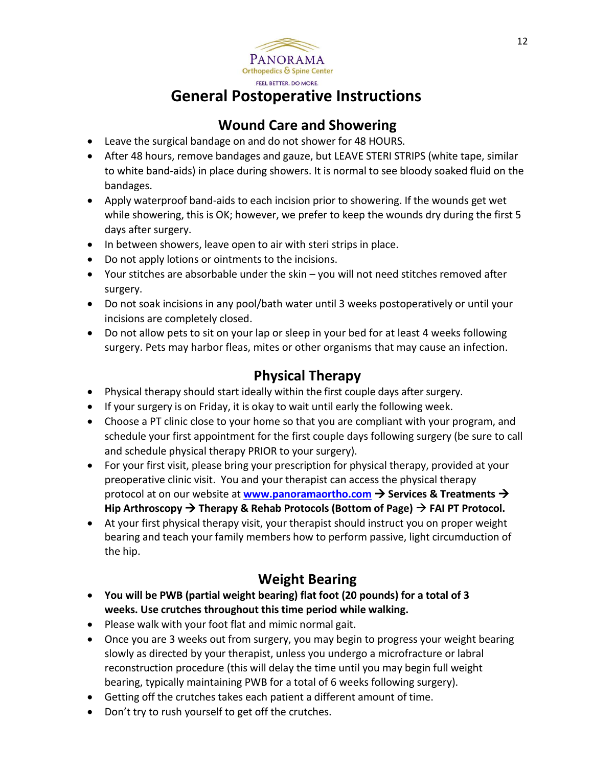PANORAMA
Orthopedics & Spine Center
FEEL BETTER. DO MORE.

# General Postoperative Instructions

## Wound Care and Showering

- Leave the surgical bandage on and do not shower for 48 HOURS.
- After 48 hours, remove bandages and gauze, but LEAVE STERI STRIPS (white tape, similar to white band-aids) in place during showers. It is normal to see bloody soaked fluid on the bandages.
- Apply waterproof band-aids to each incision prior to showering. If the wounds get wet while showering, this is OK; however, we prefer to keep the wounds dry during the first 5 days after surgery.
- In between showers, leave open to air with steri strips in place.
- Do not apply lotions or ointments to the incisions.
- Your stitches are absorbable under the skin – you will not need stitches removed after surgery.
- Do not soak incisions in any pool/bath water until 3 weeks postoperatively or until your incisions are completely closed.
- Do not allow pets to sit on your lap or sleep in your bed for at least 4 weeks following surgery. Pets may harbor fleas, mites or other organisms that may cause an infection.

## Physical Therapy

- Physical therapy should start ideally within the first couple days after surgery.
- If your surgery is on Friday, it is okay to wait until early the following week.
- Choose a PT clinic close to your home so that you are compliant with your program, and schedule your first appointment for the first couple days following surgery (be sure to call and schedule physical therapy PRIOR to your surgery).
- For your first visit, please bring your prescription for physical therapy, provided at your preoperative clinic visit. You and your therapist can access the physical therapy protocol at on our website at **[www.panoramaortho.com](http://www.panoramaortho.com) → Services & Treatments → Hip Arthroscopy → Therapy & Rehab Protocols (Bottom of Page) → FAI PT Protocol.**
- At your first physical therapy visit, your therapist should instruct you on proper weight bearing and teach your family members how to perform passive, light circumduction of the hip.

## Weight Bearing

- **You will be PWB (partial weight bearing) flat foot (20 pounds) for a total of 3 weeks. Use crutches throughout this time period while walking.**
- Please walk with your foot flat and mimic normal gait.
- Once you are 3 weeks out from surgery, you may begin to progress your weight bearing slowly as directed by your therapist, unless you undergo a microfracture or labral reconstruction procedure (this will delay the time until you may begin full weight bearing, typically maintaining PWB for a total of 6 weeks following surgery).
- Getting off the crutches takes each patient a different amount of time.
- Don't try to rush yourself to get off the crutches.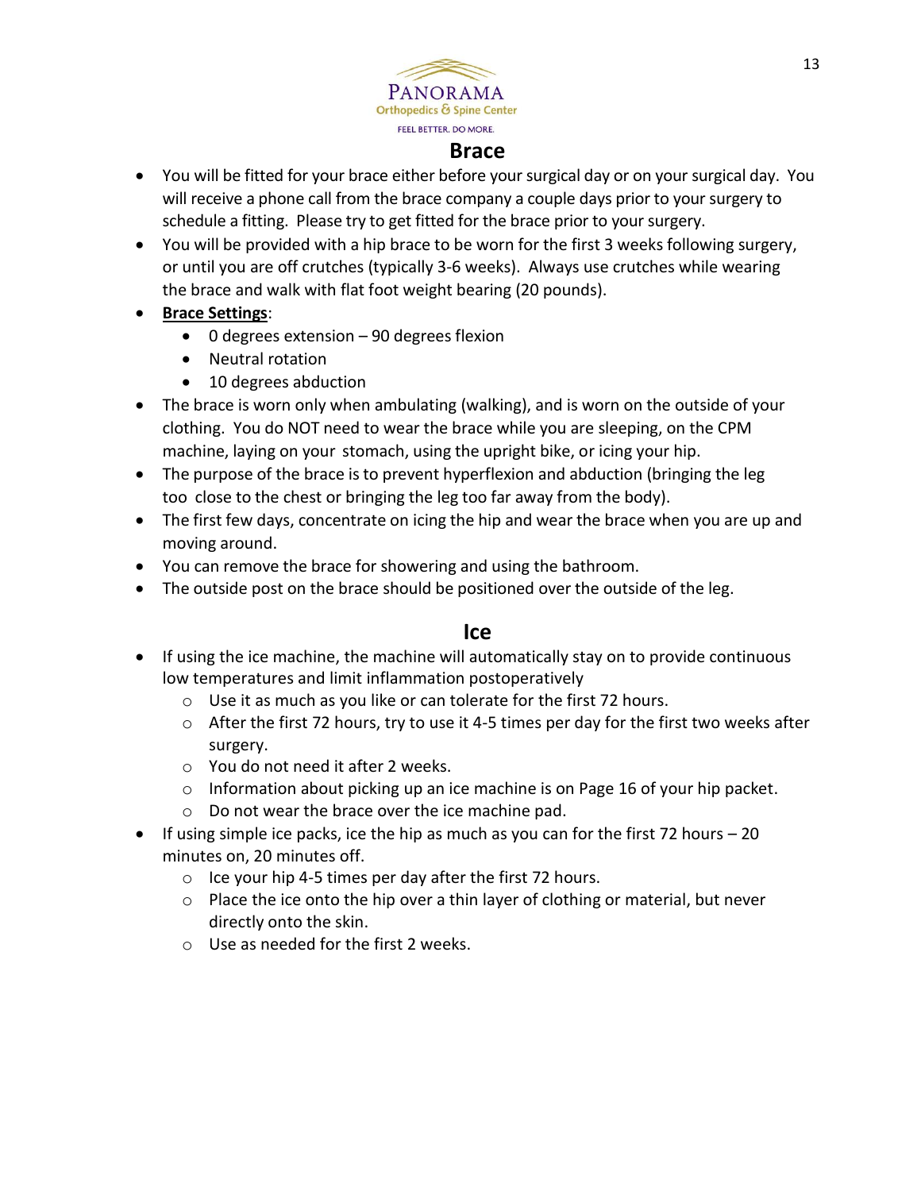## Brace

- You will be fitted for your brace either before your surgical day or on your surgical day. You will receive a phone call from the brace company a couple days prior to your surgery to schedule a fitting. Please try to get fitted for the brace prior to your surgery.
- You will be provided with a hip brace to be worn for the first 3 weeks following surgery, or until you are off crutches (typically 3-6 weeks). Always use crutches while wearing the brace and walk with flat foot weight bearing (20 pounds).
- **Brace Settings**:
  - 0 degrees extension – 90 degrees flexion
  - Neutral rotation
  - 10 degrees abduction
- The brace is worn only when ambulating (walking), and is worn on the outside of your clothing. You do NOT need to wear the brace while you are sleeping, on the CPM machine, laying on your stomach, using the upright bike, or icing your hip.
- The purpose of the brace is to prevent hyperflexion and abduction (bringing the leg too close to the chest or bringing the leg too far away from the body).
- The first few days, concentrate on icing the hip and wear the brace when you are up and moving around.
- You can remove the brace for showering and using the bathroom.
- The outside post on the brace should be positioned over the outside of the leg.

## Ice

- If using the ice machine, the machine will automatically stay on to provide continuous low temperatures and limit inflammation postoperatively
  - Use it as much as you like or can tolerate for the first 72 hours.
  - After the first 72 hours, try to use it 4-5 times per day for the first two weeks after surgery.
  - You do not need it after 2 weeks.
  - Information about picking up an ice machine is on Page 16 of your hip packet.
  - Do not wear the brace over the ice machine pad.
- If using simple ice packs, ice the hip as much as you can for the first 72 hours – 20 minutes on, 20 minutes off.
  - Ice your hip 4-5 times per day after the first 72 hours.
  - Place the ice onto the hip over a thin layer of clothing or material, but never directly onto the skin.
  - Use as needed for the first 2 weeks.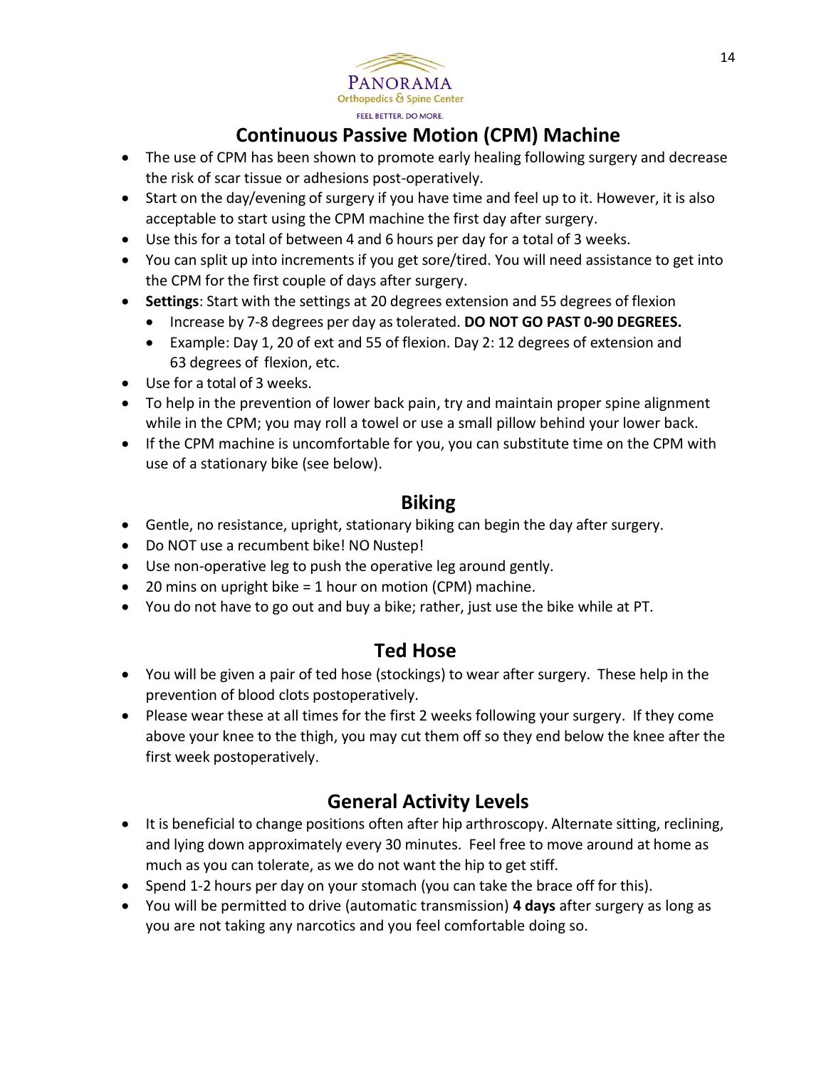## Continuous Passive Motion (CPM) Machine

- The use of CPM has been shown to promote early healing following surgery and decrease the risk of scar tissue or adhesions post-operatively.
- Start on the day/evening of surgery if you have time and feel up to it. However, it is also acceptable to start using the CPM machine the first day after surgery.
- Use this for a total of between 4 and 6 hours per day for a total of 3 weeks.
- You can split up into increments if you get sore/tired. You will need assistance to get into the CPM for the first couple of days after surgery.
- **Settings**: Start with the settings at 20 degrees extension and 55 degrees of flexion
  - Increase by 7-8 degrees per day as tolerated. **DO NOT GO PAST 0-90 DEGREES.**
  - Example: Day 1, 20 of ext and 55 of flexion. Day 2: 12 degrees of extension and 63 degrees of flexion, etc.
- Use for a total of 3 weeks.
- To help in the prevention of lower back pain, try and maintain proper spine alignment while in the CPM; you may roll a towel or use a small pillow behind your lower back.
- If the CPM machine is uncomfortable for you, you can substitute time on the CPM with use of a stationary bike (see below).

## Biking

- Gentle, no resistance, upright, stationary biking can begin the day after surgery.
- Do NOT use a recumbent bike! NO Nustep!
- Use non-operative leg to push the operative leg around gently.
- 20 mins on upright bike = 1 hour on motion (CPM) machine.
- You do not have to go out and buy a bike; rather, just use the bike while at PT.

## Ted Hose

- You will be given a pair of ted hose (stockings) to wear after surgery. These help in the prevention of blood clots postoperatively.
- Please wear these at all times for the first 2 weeks following your surgery. If they come above your knee to the thigh, you may cut them off so they end below the knee after the first week postoperatively.

## General Activity Levels

- It is beneficial to change positions often after hip arthroscopy. Alternate sitting, reclining, and lying down approximately every 30 minutes. Feel free to move around at home as much as you can tolerate, as we do not want the hip to get stiff.
- Spend 1-2 hours per day on your stomach (you can take the brace off for this).
- You will be permitted to drive (automatic transmission) **4 days** after surgery as long as you are not taking any narcotics and you feel comfortable doing so.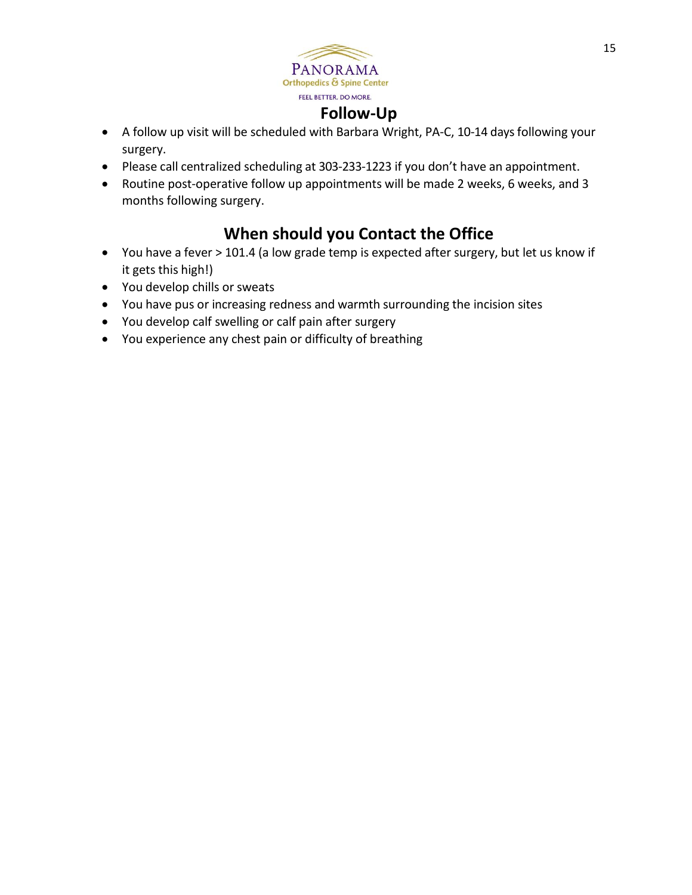## Follow-Up

- A follow up visit will be scheduled with Barbara Wright, PA-C, 10-14 days following your surgery.
- Please call centralized scheduling at 303-233-1223 if you don't have an appointment.
- Routine post-operative follow up appointments will be made 2 weeks, 6 weeks, and 3 months following surgery.

## When should you Contact the Office

- You have a fever > 101.4 (a low grade temp is expected after surgery, but let us know if it gets this high!)
- You develop chills or sweats
- You have pus or increasing redness and warmth surrounding the incision sites
- You develop calf swelling or calf pain after surgery
- You experience any chest pain or difficulty of breathing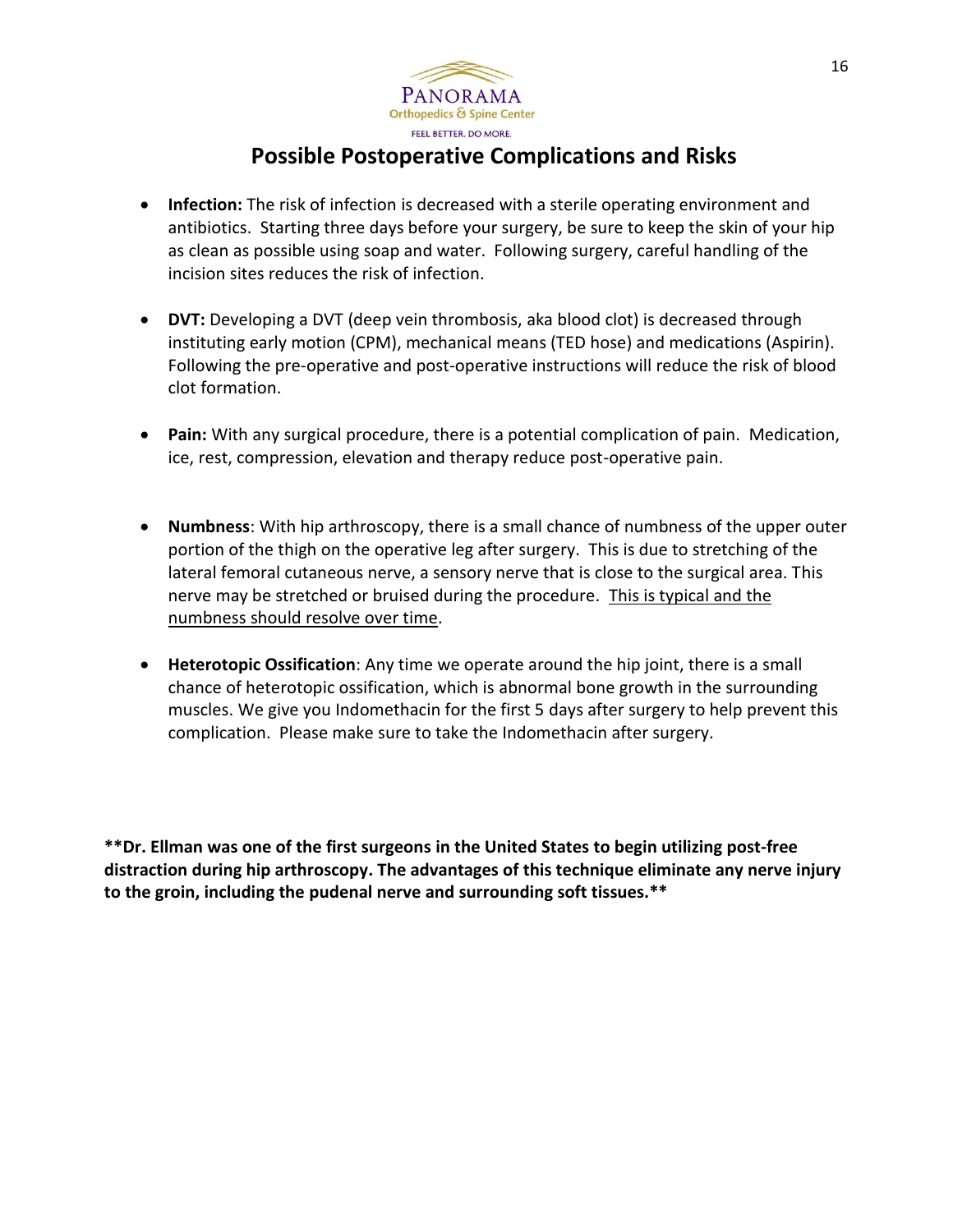# Possible Postoperative Complications and Risks

- **Infection:** The risk of infection is decreased with a sterile operating environment and antibiotics. Starting three days before your surgery, be sure to keep the skin of your hip as clean as possible using soap and water. Following surgery, careful handling of the incision sites reduces the risk of infection.

- **DVT:** Developing a DVT (deep vein thrombosis, aka blood clot) is decreased through instituting early motion (CPM), mechanical means (TED hose) and medications (Aspirin). Following the pre-operative and post-operative instructions will reduce the risk of blood clot formation.

- **Pain:** With any surgical procedure, there is a potential complication of pain. Medication, ice, rest, compression, elevation and therapy reduce post-operative pain.

- **Numbness**: With hip arthroscopy, there is a small chance of numbness of the upper outer portion of the thigh on the operative leg after surgery. This is due to stretching of the lateral femoral cutaneous nerve, a sensory nerve that is close to the surgical area. This nerve may be stretched or bruised during the procedure. <u>This is typical and the numbness should resolve over time</u>.

- **Heterotopic Ossification**: Any time we operate around the hip joint, there is a small chance of heterotopic ossification, which is abnormal bone growth in the surrounding muscles. We give you Indomethacin for the first 5 days after surgery to help prevent this complication. Please make sure to take the Indomethacin after surgery.

**\*\*Dr. Ellman was one of the first surgeons in the United States to begin utilizing post-free distraction during hip arthroscopy. The advantages of this technique eliminate any nerve injury to the groin, including the pudenal nerve and surrounding soft tissues.\*\***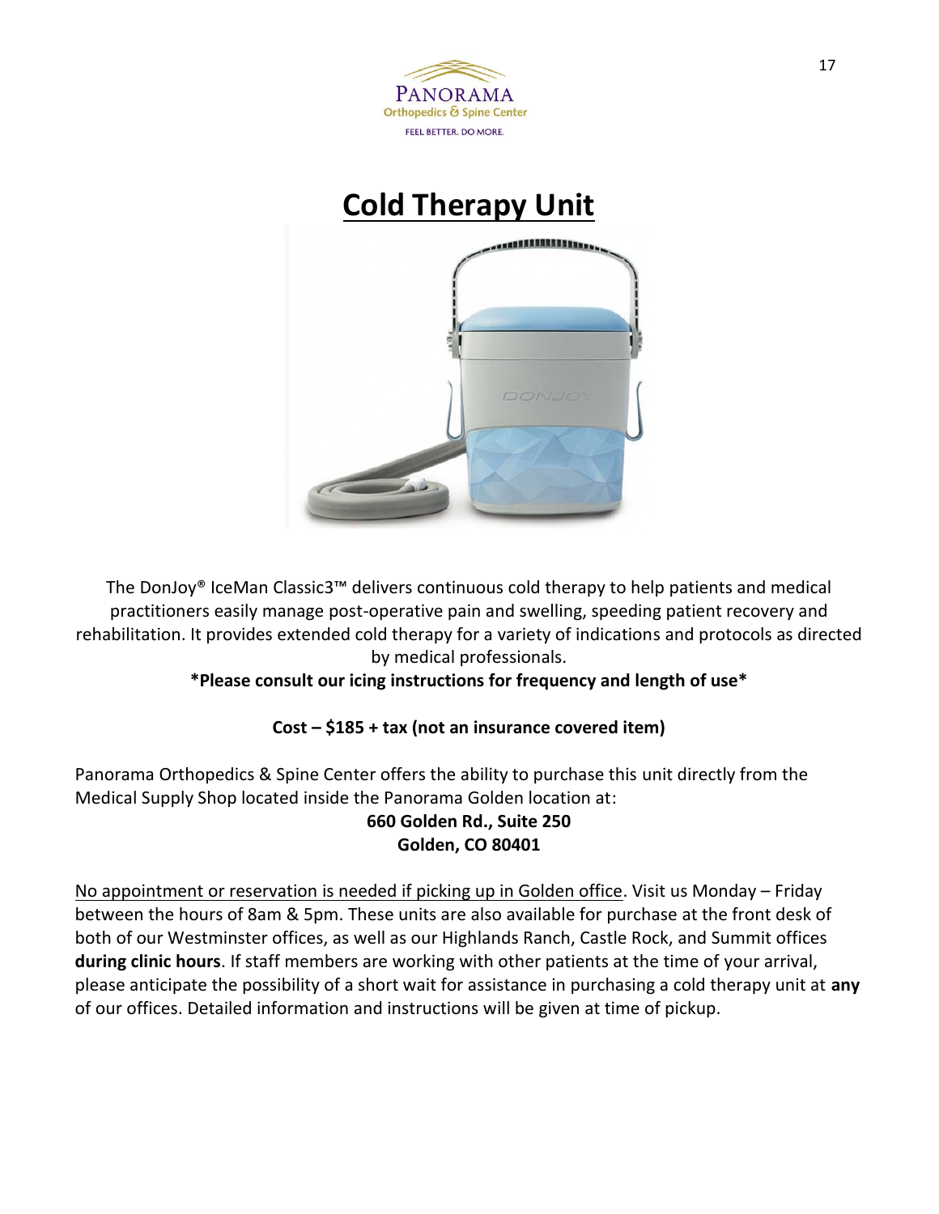# Cold Therapy Unit

The DonJoy® IceMan Classic3™ delivers continuous cold therapy to help patients and medical practitioners easily manage post-operative pain and swelling, speeding patient recovery and rehabilitation. It provides extended cold therapy for a variety of indications and protocols as directed by medical professionals.

***Please consult our icing instructions for frequency and length of use***

**Cost – $185 + tax (not an insurance covered item)**

Panorama Orthopedics & Spine Center offers the ability to purchase this unit directly from the Medical Supply Shop located inside the Panorama Golden location at:

**660 Golden Rd., Suite 250**
**Golden, CO 80401**

<u>No appointment or reservation is needed if picking up in Golden office</u>. Visit us Monday – Friday between the hours of 8am & 5pm. These units are also available for purchase at the front desk of both of our Westminster offices, as well as our Highlands Ranch, Castle Rock, and Summit offices **during clinic hours**. If staff members are working with other patients at the time of your arrival, please anticipate the possibility of a short wait for assistance in purchasing a cold therapy unit at **any** of our offices. Detailed information and instructions will be given at time of pickup.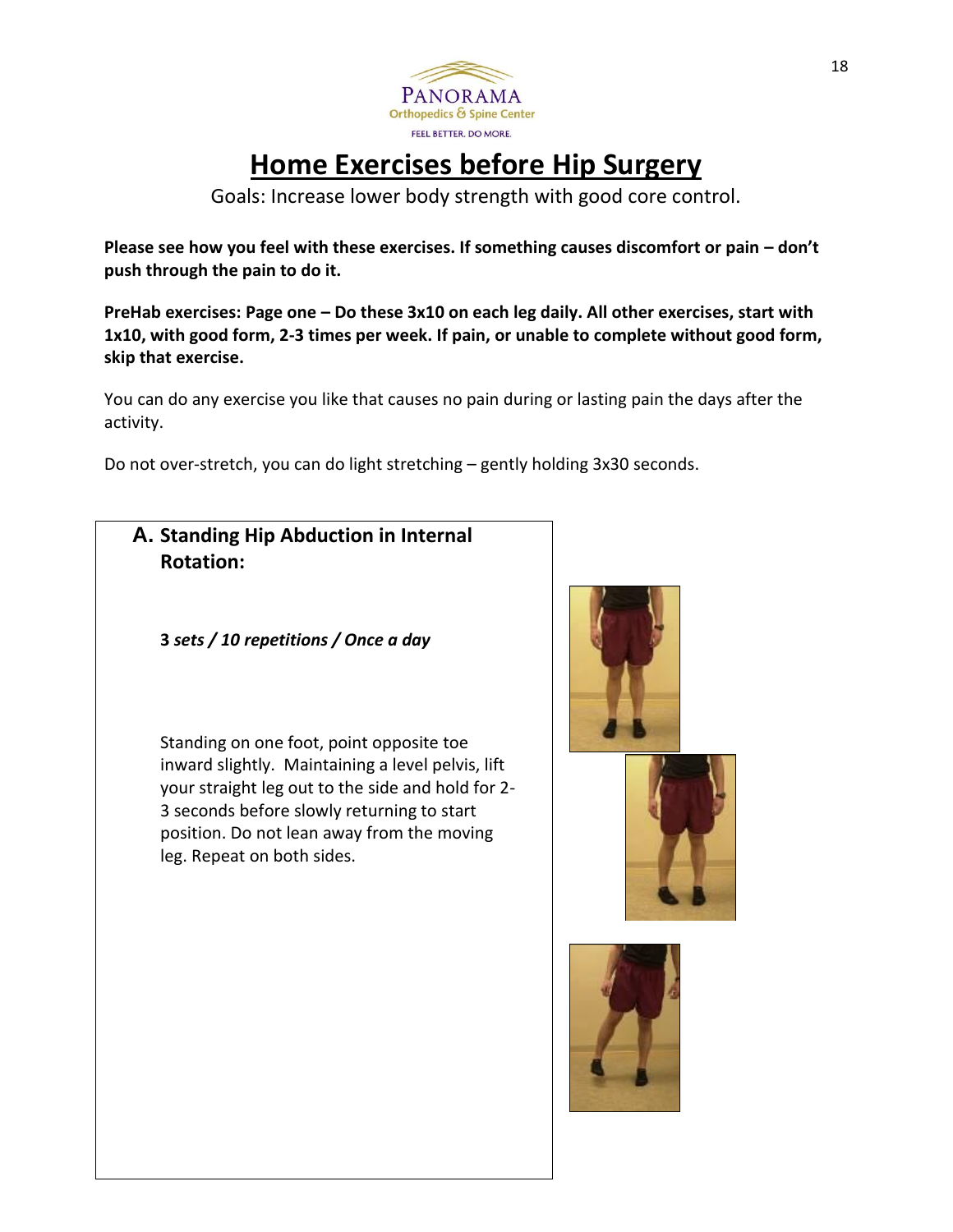PANORAMA
Orthopedics & Spine Center
FEEL BETTER. DO MORE.

# Home Exercises before Hip Surgery

Goals: Increase lower body strength with good core control.

**Please see how you feel with these exercises. If something causes discomfort or pain – don't push through the pain to do it.**

**PreHab exercises: Page one – Do these 3x10 on each leg daily. All other exercises, start with 1x10, with good form, 2-3 times per week. If pain, or unable to complete without good form, skip that exercise.**

You can do any exercise you like that causes no pain during or lasting pain the days after the activity.

Do not over-stretch, you can do light stretching – gently holding 3x30 seconds.

## A. Standing Hip Abduction in Internal Rotation:

**3** ***sets / 10 repetitions / Once a day***

Standing on one foot, point opposite toe inward slightly. Maintaining a level pelvis, lift your straight leg out to the side and hold for 2-3 seconds before slowly returning to start position. Do not lean away from the moving leg. Repeat on both sides.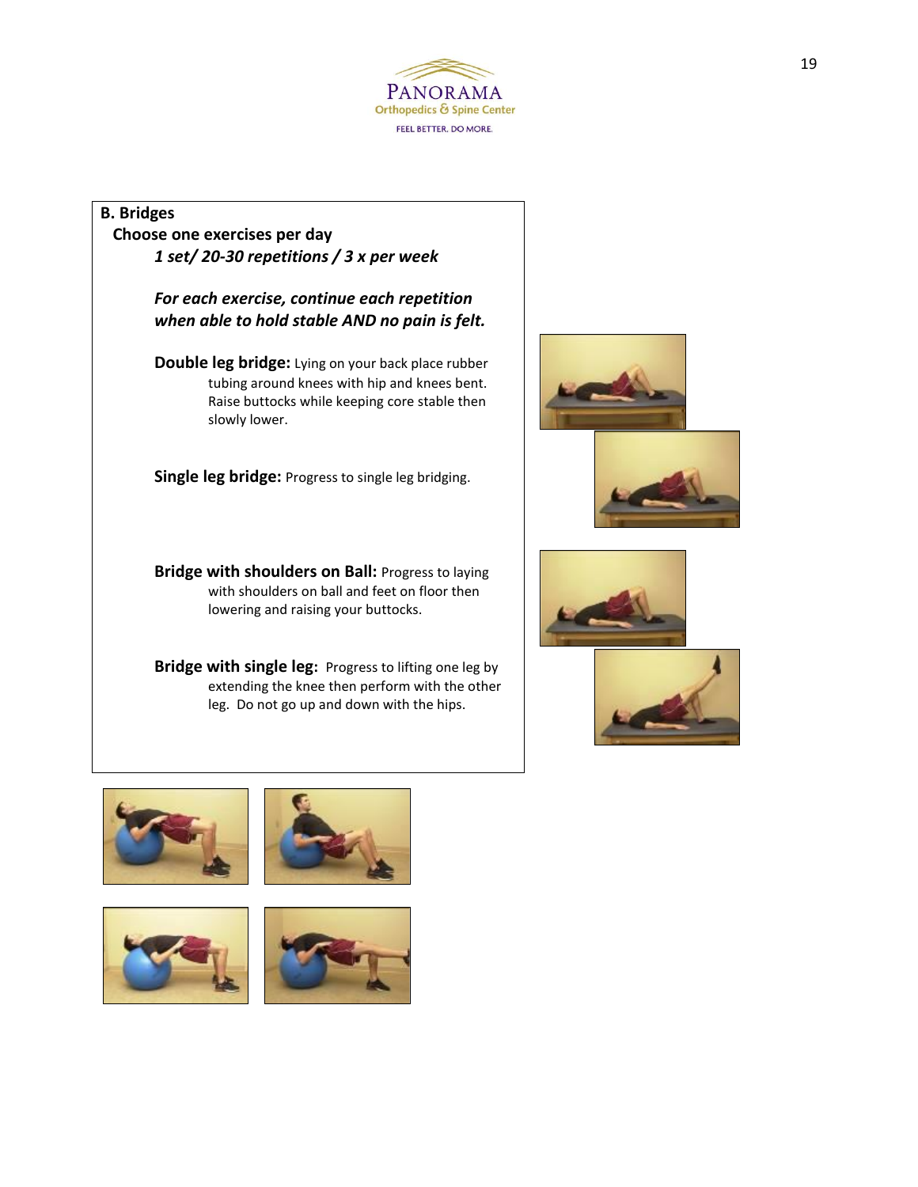## B. Bridges

**Choose one exercises per day**

***1 set/ 20-30 repetitions / 3 x per week***

***For each exercise, continue each repetition when able to hold stable AND no pain is felt.***

**Double leg bridge:** Lying on your back place rubber tubing around knees with hip and knees bent. Raise buttocks while keeping core stable then slowly lower.

**Single leg bridge:** Progress to single leg bridging.

**Bridge with shoulders on Ball:** Progress to laying with shoulders on ball and feet on floor then lowering and raising your buttocks.

**Bridge with single leg:** Progress to lifting one leg by extending the knee then perform with the other leg. Do not go up and down with the hips.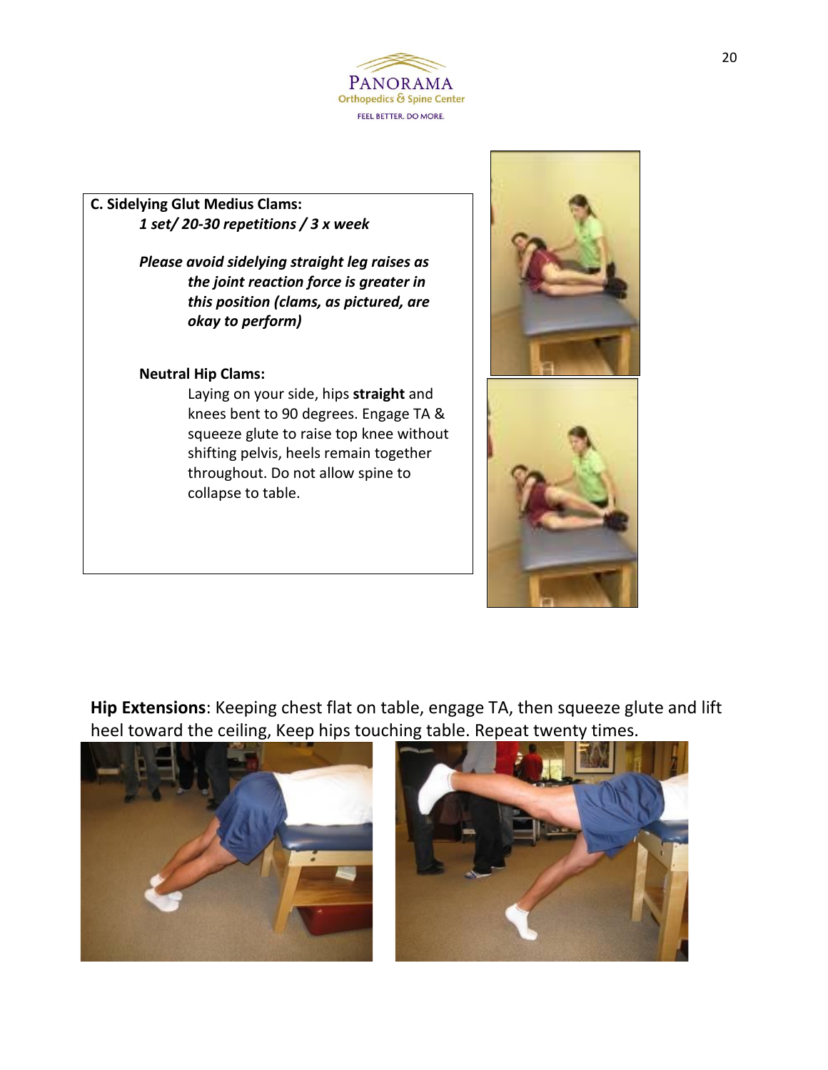**C. Sidelying Glut Medius Clams:**
*1 set/ 20-30 repetitions / 3 x week*

***Please avoid sidelying straight leg raises as the joint reaction force is greater in this position (clams, as pictured, are okay to perform)***

**Neutral Hip Clams:**

Laying on your side, hips **straight** and knees bent to 90 degrees. Engage TA & squeeze glute to raise top knee without shifting pelvis, heels remain together throughout. Do not allow spine to collapse to table.

**Hip Extensions**: Keeping chest flat on table, engage TA, then squeeze glute and lift heel toward the ceiling, Keep hips touching table. Repeat twenty times.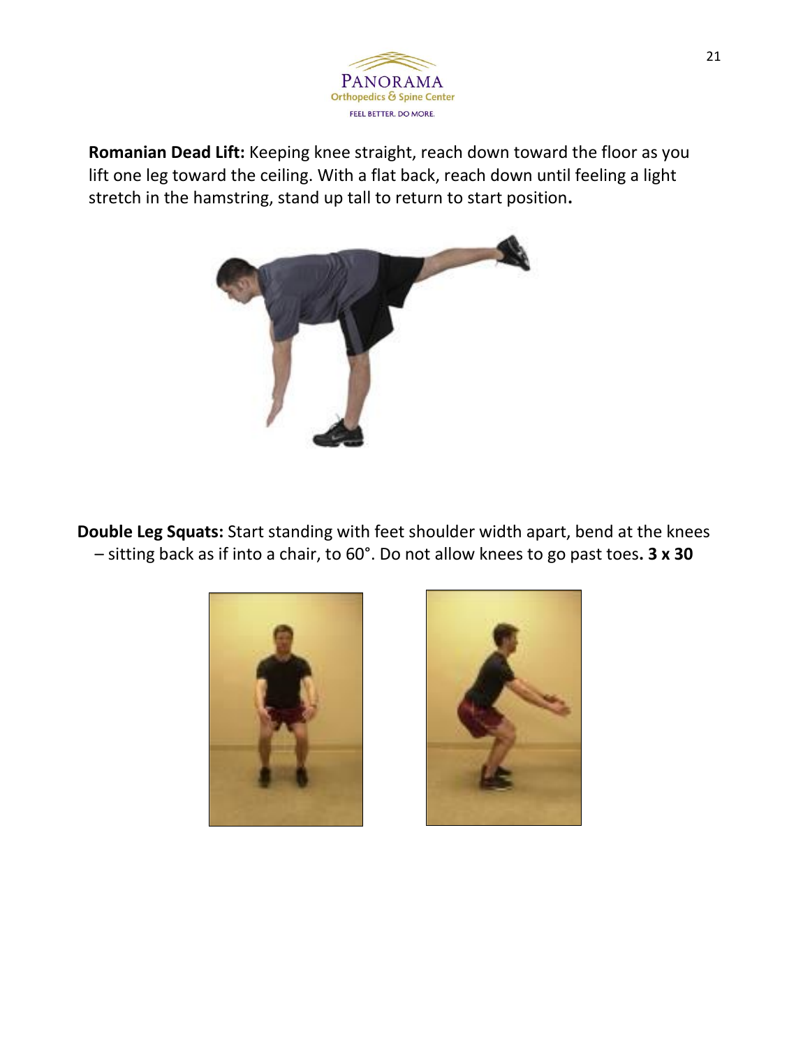**Romanian Dead Lift:** Keeping knee straight, reach down toward the floor as you lift one leg toward the ceiling. With a flat back, reach down until feeling a light stretch in the hamstring, stand up tall to return to start position**.**

**Double Leg Squats:** Start standing with feet shoulder width apart, bend at the knees – sitting back as if into a chair, to 60°. Do not allow knees to go past toes**. 3 x 30**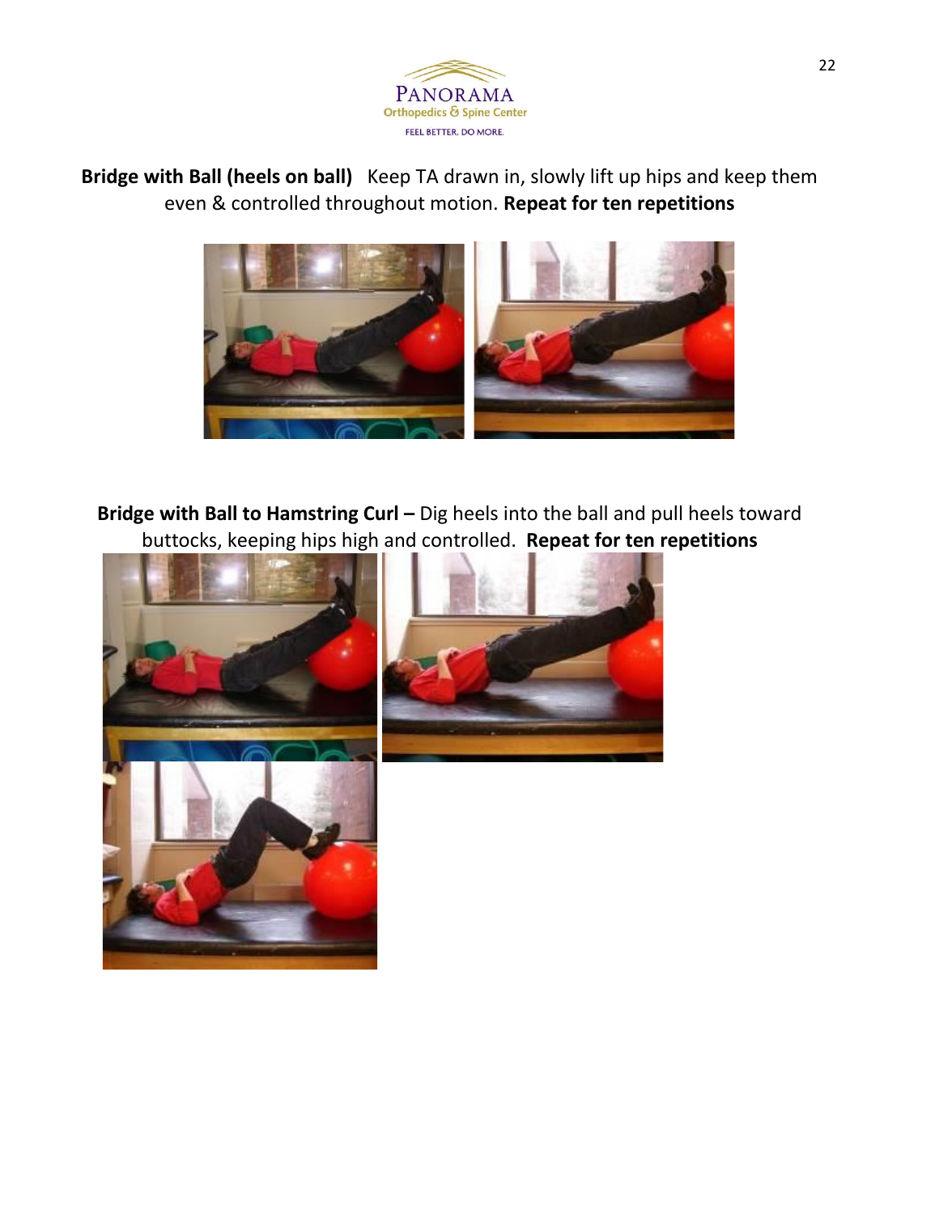**Bridge with Ball (heels on ball)** Keep TA drawn in, slowly lift up hips and keep them even & controlled throughout motion. **Repeat for ten repetitions**

**Bridge with Ball to Hamstring Curl –** Dig heels into the ball and pull heels toward buttocks, keeping hips high and controlled. **Repeat for ten repetitions**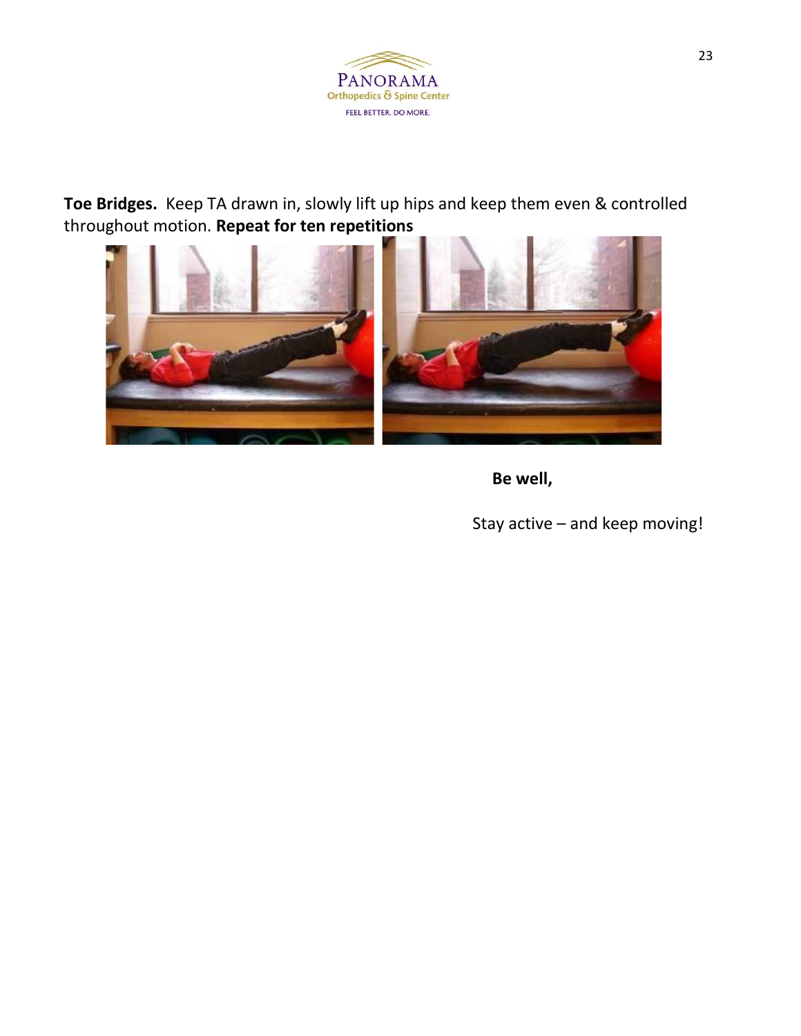**Toe Bridges.** Keep TA drawn in, slowly lift up hips and keep them even & controlled throughout motion. **Repeat for ten repetitions**

**Be well,**

Stay active – and keep moving!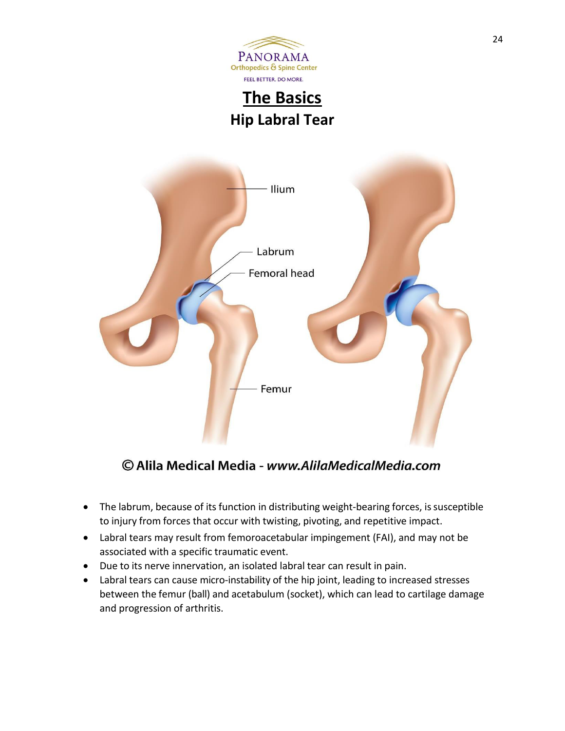## The Basics

### Hip Labral Tear

© Alila Medical Media - *www.AlilaMedicalMedia.com*

- The labrum, because of its function in distributing weight-bearing forces, is susceptible to injury from forces that occur with twisting, pivoting, and repetitive impact.
- Labral tears may result from femoroacetabular impingement (FAI), and may not be associated with a specific traumatic event.
- Due to its nerve innervation, an isolated labral tear can result in pain.
- Labral tears can cause micro-instability of the hip joint, leading to increased stresses between the femur (ball) and acetabulum (socket), which can lead to cartilage damage and progression of arthritis.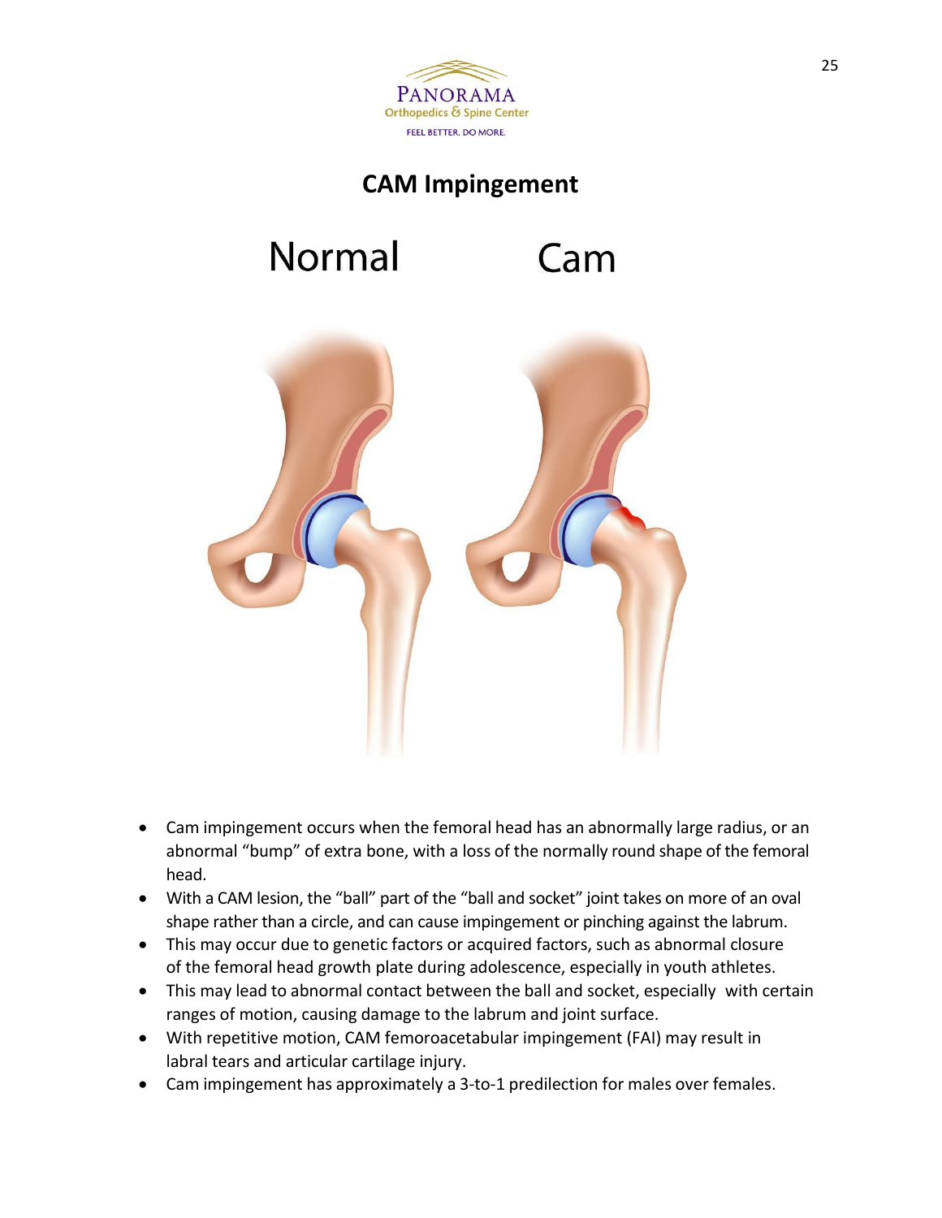# CAM Impingement

- Cam impingement occurs when the femoral head has an abnormally large radius, or an abnormal "bump" of extra bone, with a loss of the normally round shape of the femoral head.
- With a CAM lesion, the "ball" part of the "ball and socket" joint takes on more of an oval shape rather than a circle, and can cause impingement or pinching against the labrum.
- This may occur due to genetic factors or acquired factors, such as abnormal closure of the femoral head growth plate during adolescence, especially in youth athletes.
- This may lead to abnormal contact between the ball and socket, especially with certain ranges of motion, causing damage to the labrum and joint surface.
- With repetitive motion, CAM femoroacetabular impingement (FAI) may result in labral tears and articular cartilage injury.
- Cam impingement has approximately a 3-to-1 predilection for males over females.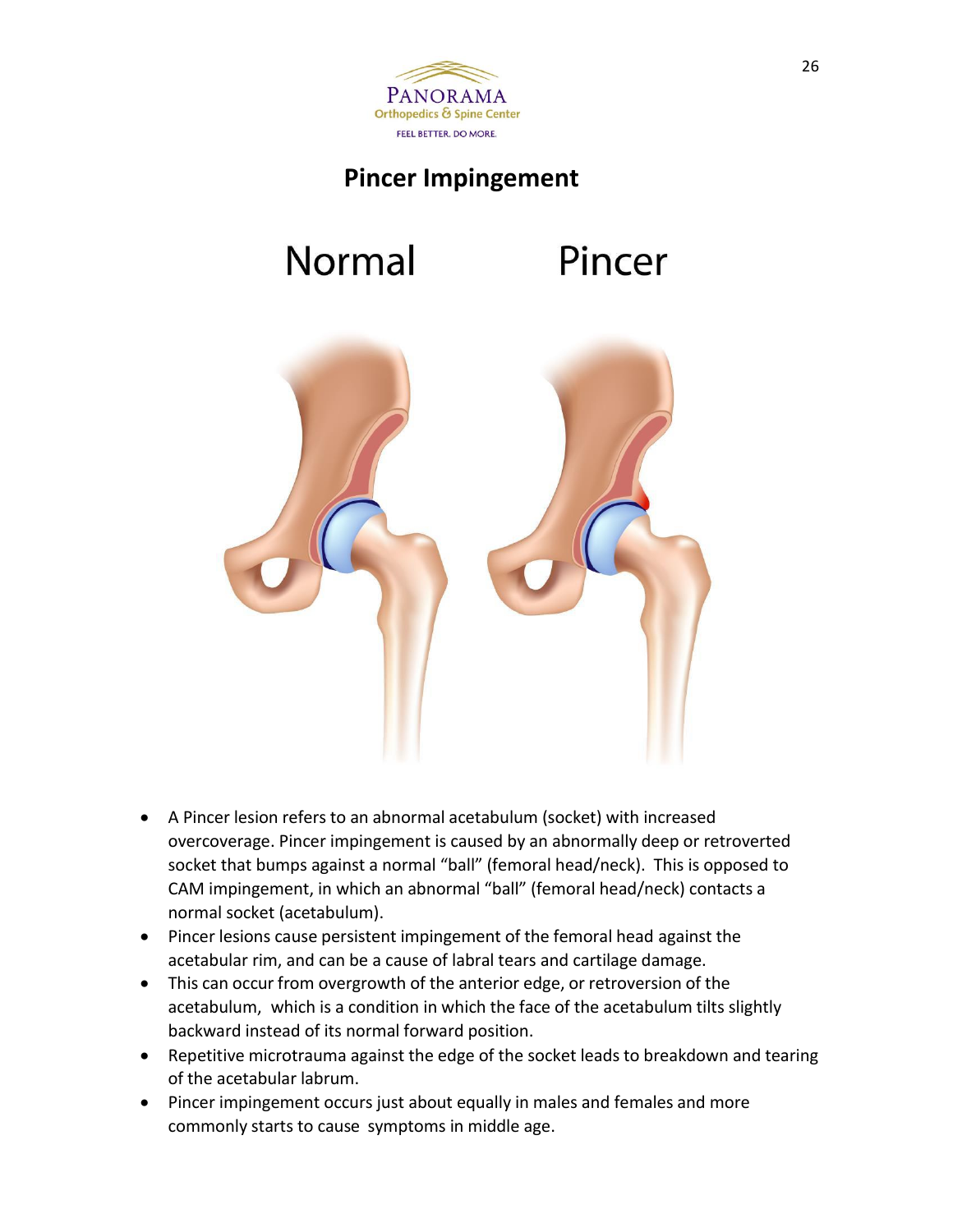## Pincer Impingement

Normal

Pincer

- A Pincer lesion refers to an abnormal acetabulum (socket) with increased overcoverage. Pincer impingement is caused by an abnormally deep or retroverted socket that bumps against a normal "ball" (femoral head/neck). This is opposed to CAM impingement, in which an abnormal "ball" (femoral head/neck) contacts a normal socket (acetabulum).
- Pincer lesions cause persistent impingement of the femoral head against the acetabular rim, and can be a cause of labral tears and cartilage damage.
- This can occur from overgrowth of the anterior edge, or retroversion of the acetabulum, which is a condition in which the face of the acetabulum tilts slightly backward instead of its normal forward position.
- Repetitive microtrauma against the edge of the socket leads to breakdown and tearing of the acetabular labrum.
- Pincer impingement occurs just about equally in males and females and more commonly starts to cause symptoms in middle age.